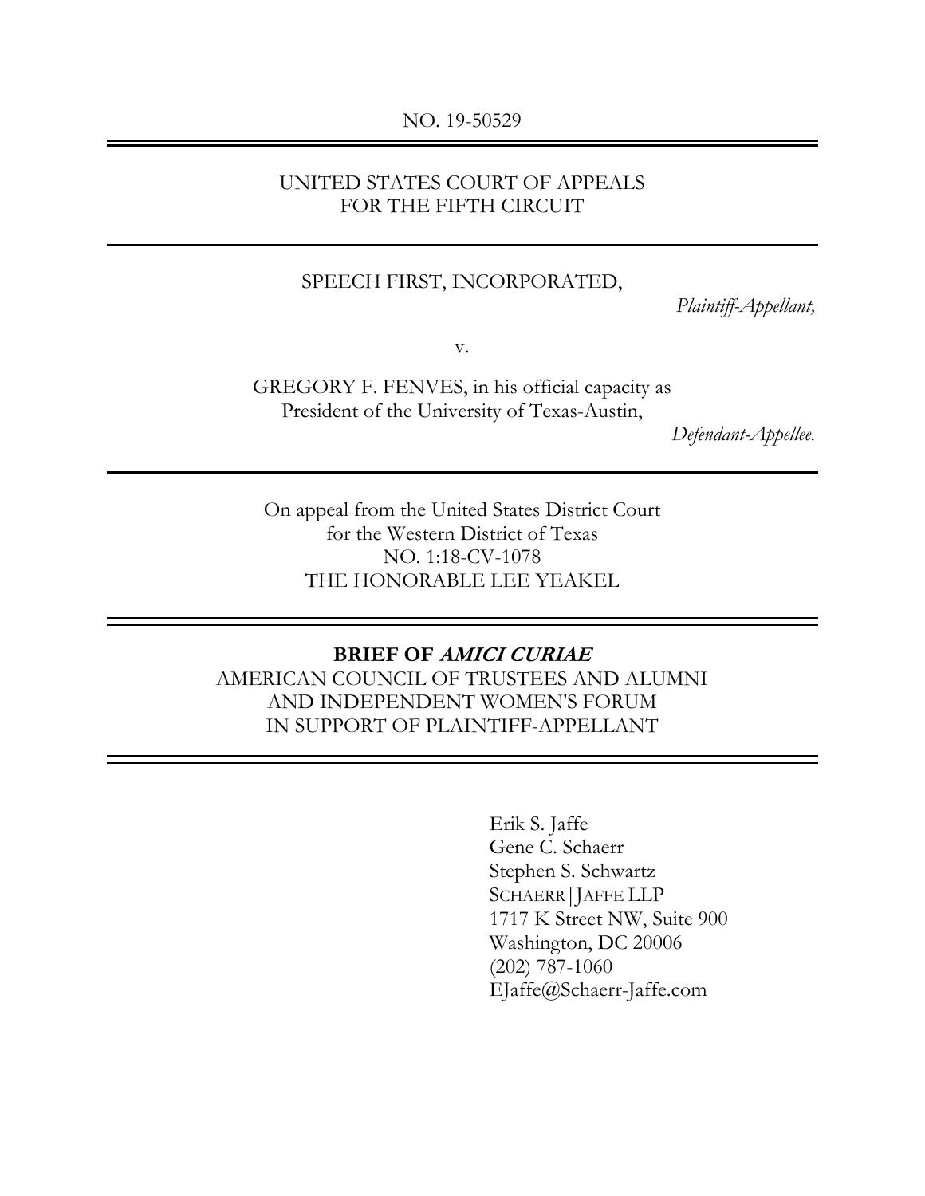NO. 19-50529

---

UNITED STATES COURT OF APPEALS
FOR THE FIFTH CIRCUIT

---

SPEECH FIRST, INCORPORATED,

*Plaintiff-Appellant,*

v.

GREGORY F. FENVES, in his official capacity as
President of the University of Texas-Austin,

*Defendant-Appellee.*

---

On appeal from the United States District Court
for the Western District of Texas
NO. 1:18-CV-1078
THE HONORABLE LEE YEAKEL

---

**BRIEF OF *AMICI CURIAE***
AMERICAN COUNCIL OF TRUSTEES AND ALUMNI
AND INDEPENDENT WOMEN'S FORUM
IN SUPPORT OF PLAINTIFF-APPELLANT

---

Erik S. Jaffe
Gene C. Schaerr
Stephen S. Schwartz
SCHAERR|JAFFE LLP
1717 K Street NW, Suite 900
Washington, DC 20006
(202) 787-1060
EJaffe@Schaerr-Jaffe.com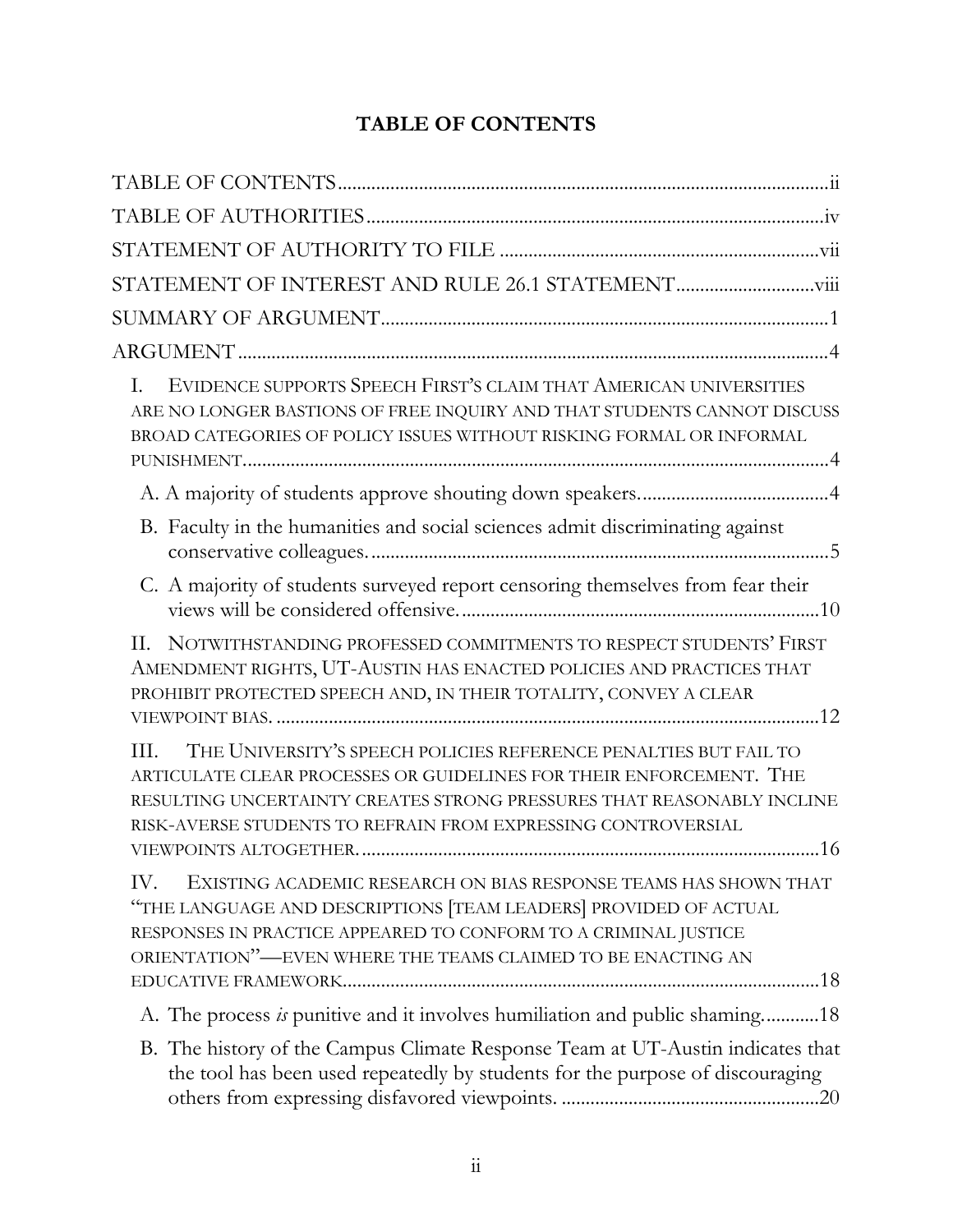# TABLE OF CONTENTS

TABLE OF CONTENTS ..... ii

TABLE OF AUTHORITIES ..... iv

STATEMENT OF AUTHORITY TO FILE ..... vii

STATEMENT OF INTEREST AND RULE 26.1 STATEMENT ..... viii

SUMMARY OF ARGUMENT ..... 1

ARGUMENT ..... 4

I. EVIDENCE SUPPORTS SPEECH FIRST'S CLAIM THAT AMERICAN UNIVERSITIES ARE NO LONGER BASTIONS OF FREE INQUIRY AND THAT STUDENTS CANNOT DISCUSS BROAD CATEGORIES OF POLICY ISSUES WITHOUT RISKING FORMAL OR INFORMAL PUNISHMENT. ..... 4

- A. A majority of students approve shouting down speakers. ..... 4
- B. Faculty in the humanities and social sciences admit discriminating against conservative colleagues. ..... 5
- C. A majority of students surveyed report censoring themselves from fear their views will be considered offensive. ..... 10

II. NOTWITHSTANDING PROFESSED COMMITMENTS TO RESPECT STUDENTS' FIRST AMENDMENT RIGHTS, UT-AUSTIN HAS ENACTED POLICIES AND PRACTICES THAT PROHIBIT PROTECTED SPEECH AND, IN THEIR TOTALITY, CONVEY A CLEAR VIEWPOINT BIAS. ..... 12

III. THE UNIVERSITY'S SPEECH POLICIES REFERENCE PENALTIES BUT FAIL TO ARTICULATE CLEAR PROCESSES OR GUIDELINES FOR THEIR ENFORCEMENT. THE RESULTING UNCERTAINTY CREATES STRONG PRESSURES THAT REASONABLY INCLINE RISK-AVERSE STUDENTS TO REFRAIN FROM EXPRESSING CONTROVERSIAL VIEWPOINTS ALTOGETHER. ..... 16

IV. EXISTING ACADEMIC RESEARCH ON BIAS RESPONSE TEAMS HAS SHOWN THAT "THE LANGUAGE AND DESCRIPTIONS [TEAM LEADERS] PROVIDED OF ACTUAL RESPONSES IN PRACTICE APPEARED TO CONFORM TO A CRIMINAL JUSTICE ORIENTATION"—EVEN WHERE THE TEAMS CLAIMED TO BE ENACTING AN EDUCATIVE FRAMEWORK. ..... 18

- A. The process *is* punitive and it involves humiliation and public shaming. ..... 18
- B. The history of the Campus Climate Response Team at UT-Austin indicates that the tool has been used repeatedly by students for the purpose of discouraging others from expressing disfavored viewpoints. ..... 20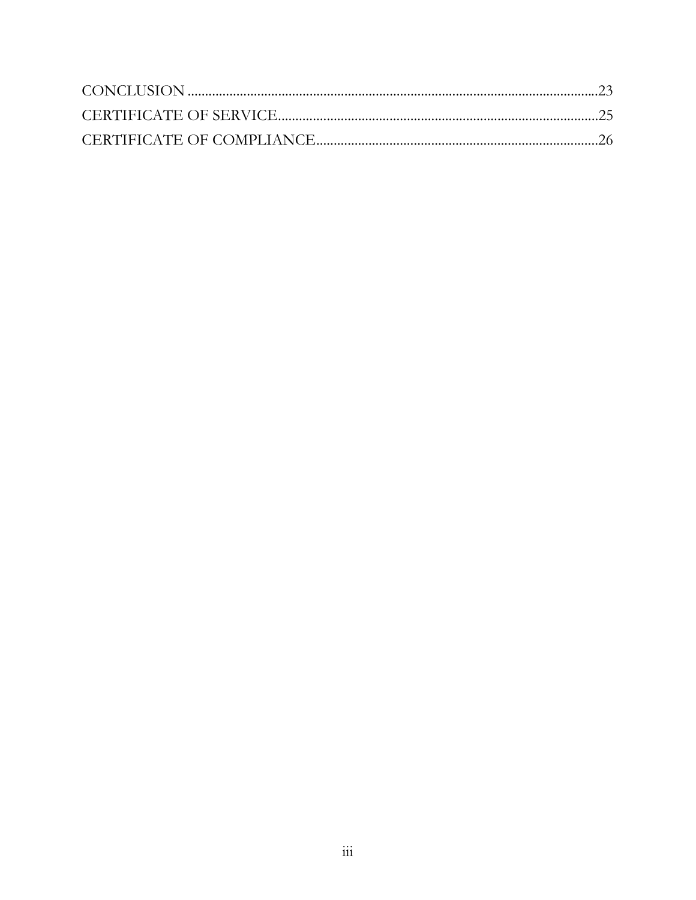CONCLUSION ....................................................................................................................23
CERTIFICATE OF SERVICE.........................................................................................25
CERTIFICATE OF COMPLIANCE...............................................................................26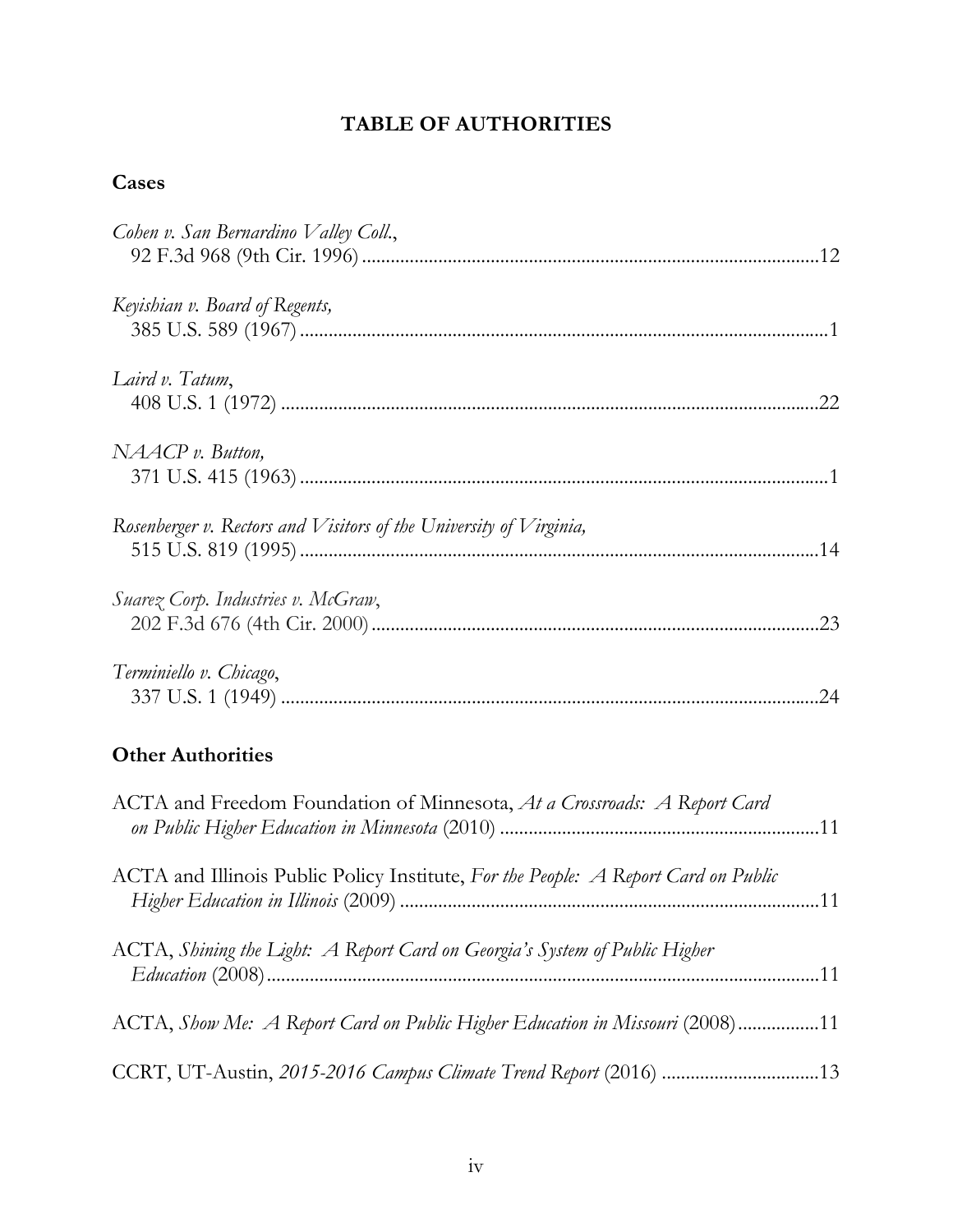# TABLE OF AUTHORITIES

## Cases

*Cohen v. San Bernardino Valley Coll.*,
92 F.3d 968 (9th Cir. 1996) ............................................................................................12

*Keyishian v. Board of Regents,*
385 U.S. 589 (1967) ..........................................................................................................1

*Laird v. Tatum*,
408 U.S. 1 (1972) ..............................................................................................................22

*NAACP v. Button,*
371 U.S. 415 (1963) ..........................................................................................................1

*Rosenberger v. Rectors and Visitors of the University of Virginia,*
515 U.S. 819 (1995) ..........................................................................................................14

*Suarez Corp. Industries v. McGraw*,
202 F.3d 676 (4th Cir. 2000) ............................................................................................23

*Terminiello v. Chicago*,
337 U.S. 1 (1949) ..............................................................................................................24

## Other Authorities

ACTA and Freedom Foundation of Minnesota, *At a Crossroads: A Report Card on Public Higher Education in Minnesota* (2010) ..................................................................11

ACTA and Illinois Public Policy Institute, *For the People: A Report Card on Public Higher Education in Illinois* (2009) ......................................................................................11

ACTA, *Shining the Light: A Report Card on Georgia's System of Public Higher Education* (2008) ..................................................................................................................11

ACTA, *Show Me: A Report Card on Public Higher Education in Missouri* (2008) ................11

CCRT, UT-Austin, *2015-2016 Campus Climate Trend Report* (2016) ................................13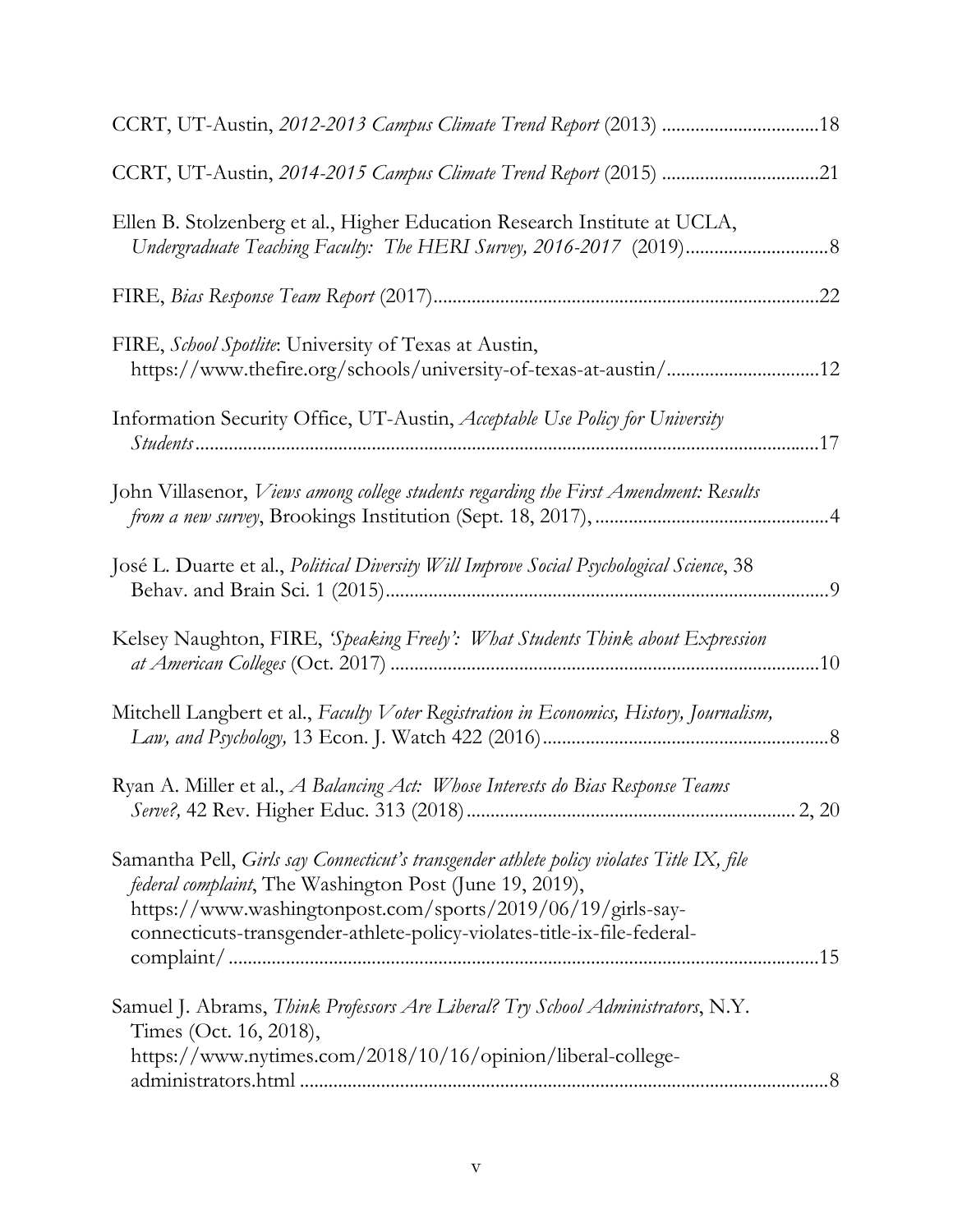CCRT, UT-Austin, *2012-2013 Campus Climate Trend Report* (2013) ................................18

CCRT, UT-Austin, *2014-2015 Campus Climate Trend Report* (2015) ................................21

Ellen B. Stolzenberg et al., Higher Education Research Institute at UCLA, *Undergraduate Teaching Faculty: The HERI Survey, 2016-2017* (2019).............................8

FIRE, *Bias Response Team Report* (2017)..............................................................................22

FIRE, *School Spotlite*: University of Texas at Austin, https://www.thefire.org/schools/university-of-texas-at-austin/...............................12

Information Security Office, UT-Austin, *Acceptable Use Policy for University Students*..........................................................................................................................17

John Villasenor, *Views among college students regarding the First Amendment: Results from a new survey*, Brookings Institution (Sept. 18, 2017), ................................................4

José L. Duarte et al., *Political Diversity Will Improve Social Psychological Science*, 38 Behav. and Brain Sci. 1 (2015)...........................................................................................9

Kelsey Naughton, FIRE, *'Speaking Freely': What Students Think about Expression at American Colleges* (Oct. 2017) ........................................................................................10

Mitchell Langbert et al., *Faculty Voter Registration in Economics, History, Journalism, Law, and Psychology,* 13 Econ. J. Watch 422 (2016)...........................................................8

Ryan A. Miller et al., *A Balancing Act: Whose Interests do Bias Response Teams Serve?,* 42 Rev. Higher Educ. 313 (2018).................................................................... 2, 20

Samantha Pell, *Girls say Connecticut's transgender athlete policy violates Title IX, file federal complaint*, The Washington Post (June 19, 2019), https://www.washingtonpost.com/sports/2019/06/19/girls-say-connecticuts-transgender-athlete-policy-violates-title-ix-file-federal-complaint/ .........................................................................................................15

Samuel J. Abrams, *Think Professors Are Liberal? Try School Administrators*, N.Y. Times (Oct. 16, 2018), https://www.nytimes.com/2018/10/16/opinion/liberal-college-administrators.html ............................................................................................................8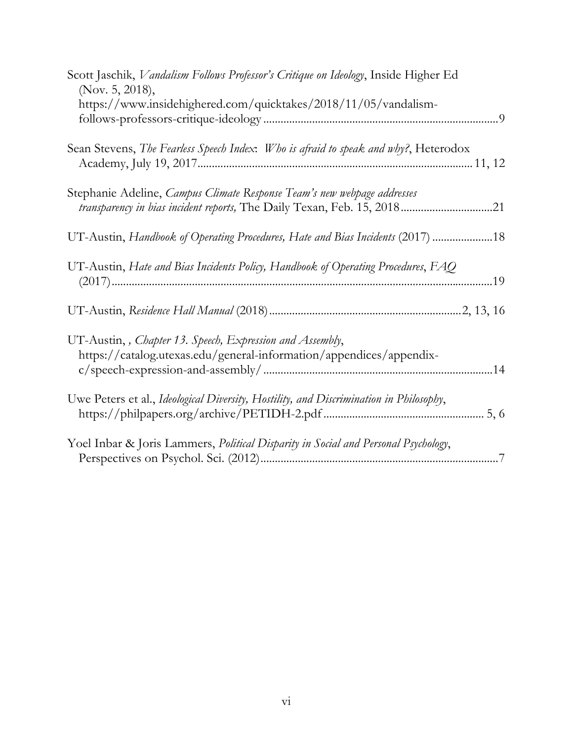Scott Jaschik, *Vandalism Follows Professor's Critique on Ideology*, Inside Higher Ed (Nov. 5, 2018), https://www.insidehighered.com/quicktakes/2018/11/05/vandalism-follows-professors-critique-ideology ....................9

Sean Stevens, *The Fearless Speech Index*: *Who is afraid to speak and why?*, Heterodox Academy, July 19, 2017.................... 11, 12

Stephanie Adeline, *Campus Climate Response Team's new webpage addresses transparency in bias incident reports,* The Daily Texan, Feb. 15, 2018....................21

UT-Austin, *Handbook of Operating Procedures, Hate and Bias Incidents* (2017) ....................18

UT-Austin, *Hate and Bias Incidents Policy, Handbook of Operating Procedures*, *FAQ* (2017)....................19

UT-Austin, *Residence Hall Manual* (2018)....................2, 13, 16

UT-Austin, *, Chapter 13. Speech, Expression and Assembly*, https://catalog.utexas.edu/general-information/appendices/appendix-c/speech-expression-and-assembly/ ....................14

Uwe Peters et al., *Ideological Diversity, Hostility, and Discrimination in Philosophy*, https://philpapers.org/archive/PETIDH-2.pdf .................... 5, 6

Yoel Inbar & Joris Lammers, *Political Disparity in Social and Personal Psychology*, Perspectives on Psychol. Sci. (2012)....................7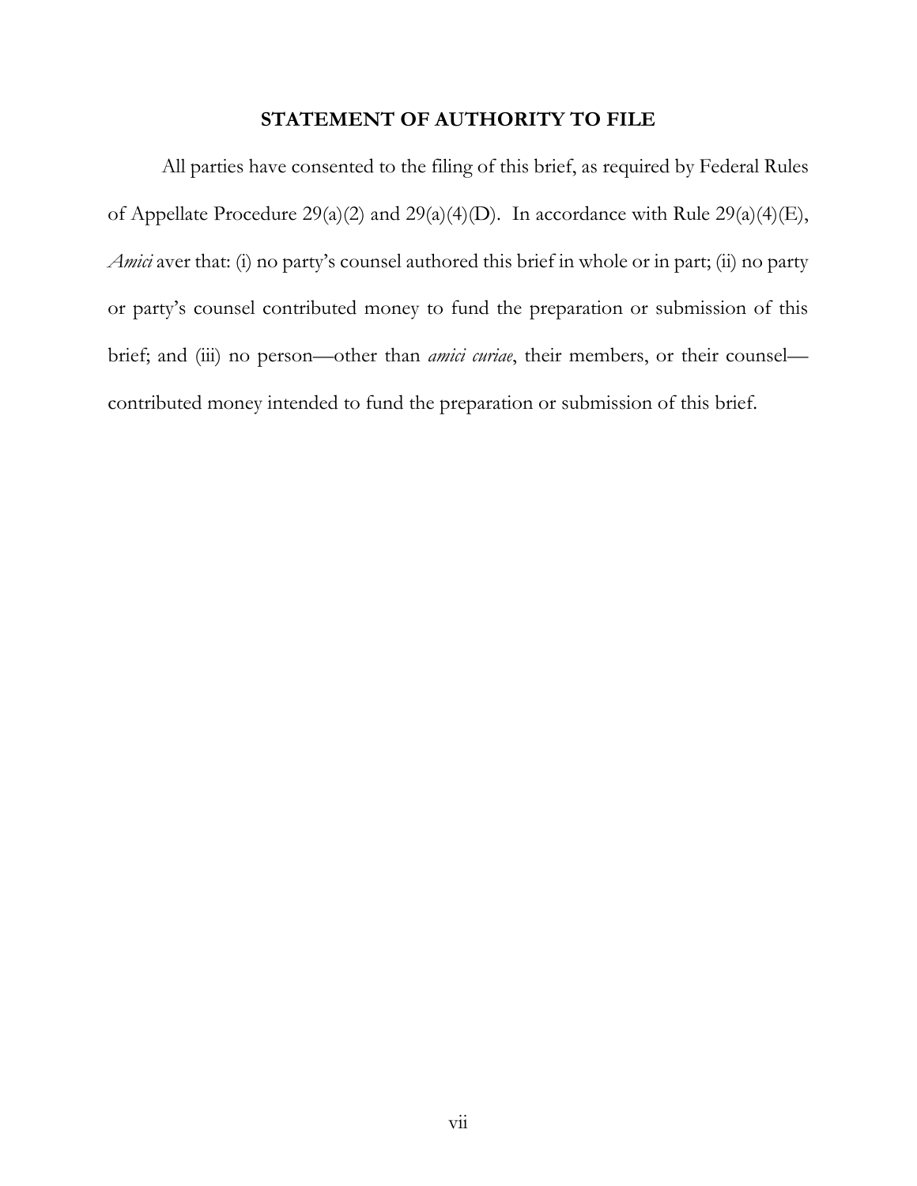## STATEMENT OF AUTHORITY TO FILE

All parties have consented to the filing of this brief, as required by Federal Rules of Appellate Procedure 29(a)(2) and 29(a)(4)(D). In accordance with Rule 29(a)(4)(E), *Amici* aver that: (i) no party's counsel authored this brief in whole or in part; (ii) no party or party's counsel contributed money to fund the preparation or submission of this brief; and (iii) no person—other than *amici curiae*, their members, or their counsel—contributed money intended to fund the preparation or submission of this brief.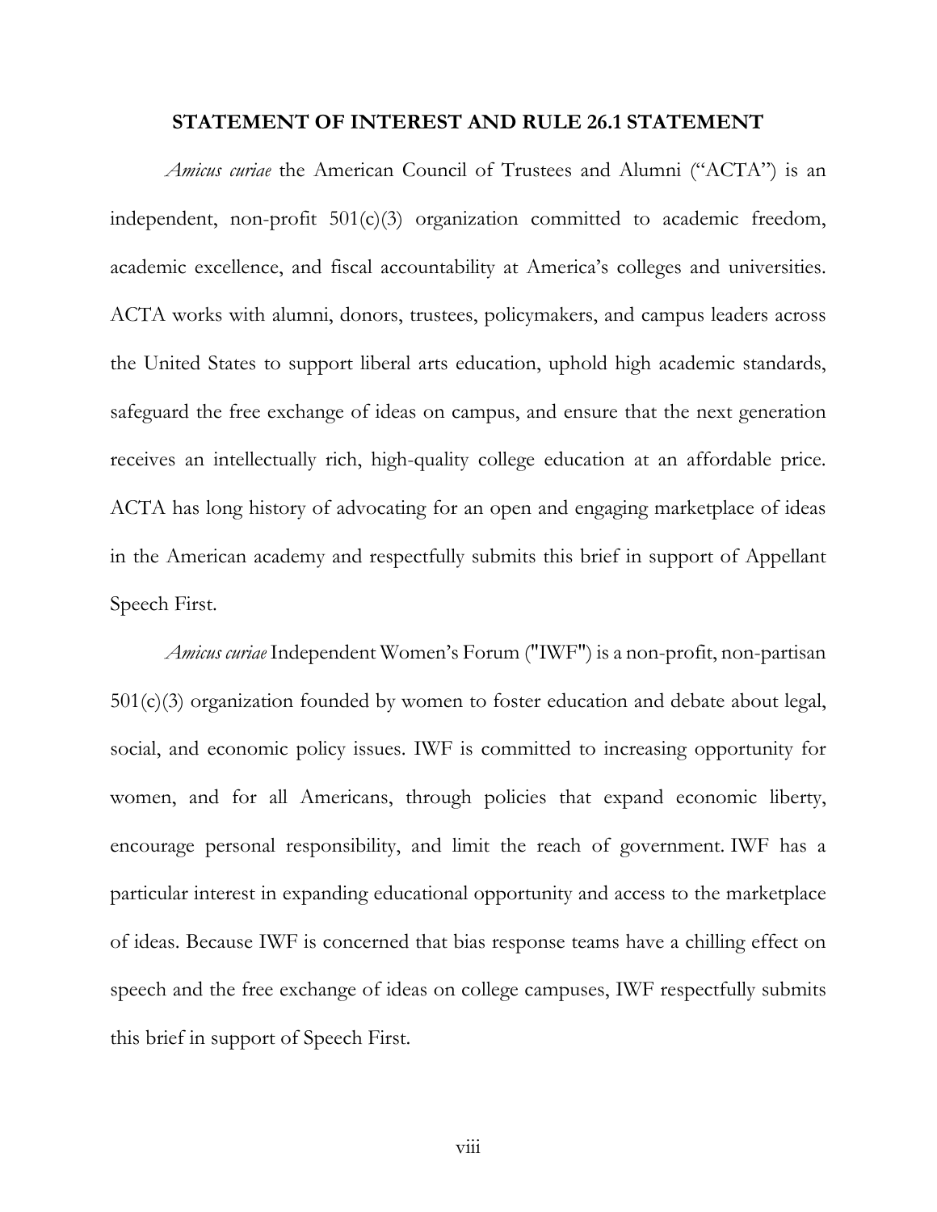## STATEMENT OF INTEREST AND RULE 26.1 STATEMENT

*Amicus curiae* the American Council of Trustees and Alumni ("ACTA") is an independent, non-profit 501(c)(3) organization committed to academic freedom, academic excellence, and fiscal accountability at America's colleges and universities. ACTA works with alumni, donors, trustees, policymakers, and campus leaders across the United States to support liberal arts education, uphold high academic standards, safeguard the free exchange of ideas on campus, and ensure that the next generation receives an intellectually rich, high-quality college education at an affordable price. ACTA has long history of advocating for an open and engaging marketplace of ideas in the American academy and respectfully submits this brief in support of Appellant Speech First.

*Amicus curiae* Independent Women's Forum ("IWF") is a non-profit, non-partisan 501(c)(3) organization founded by women to foster education and debate about legal, social, and economic policy issues. IWF is committed to increasing opportunity for women, and for all Americans, through policies that expand economic liberty, encourage personal responsibility, and limit the reach of government. IWF has a particular interest in expanding educational opportunity and access to the marketplace of ideas. Because IWF is concerned that bias response teams have a chilling effect on speech and the free exchange of ideas on college campuses, IWF respectfully submits this brief in support of Speech First.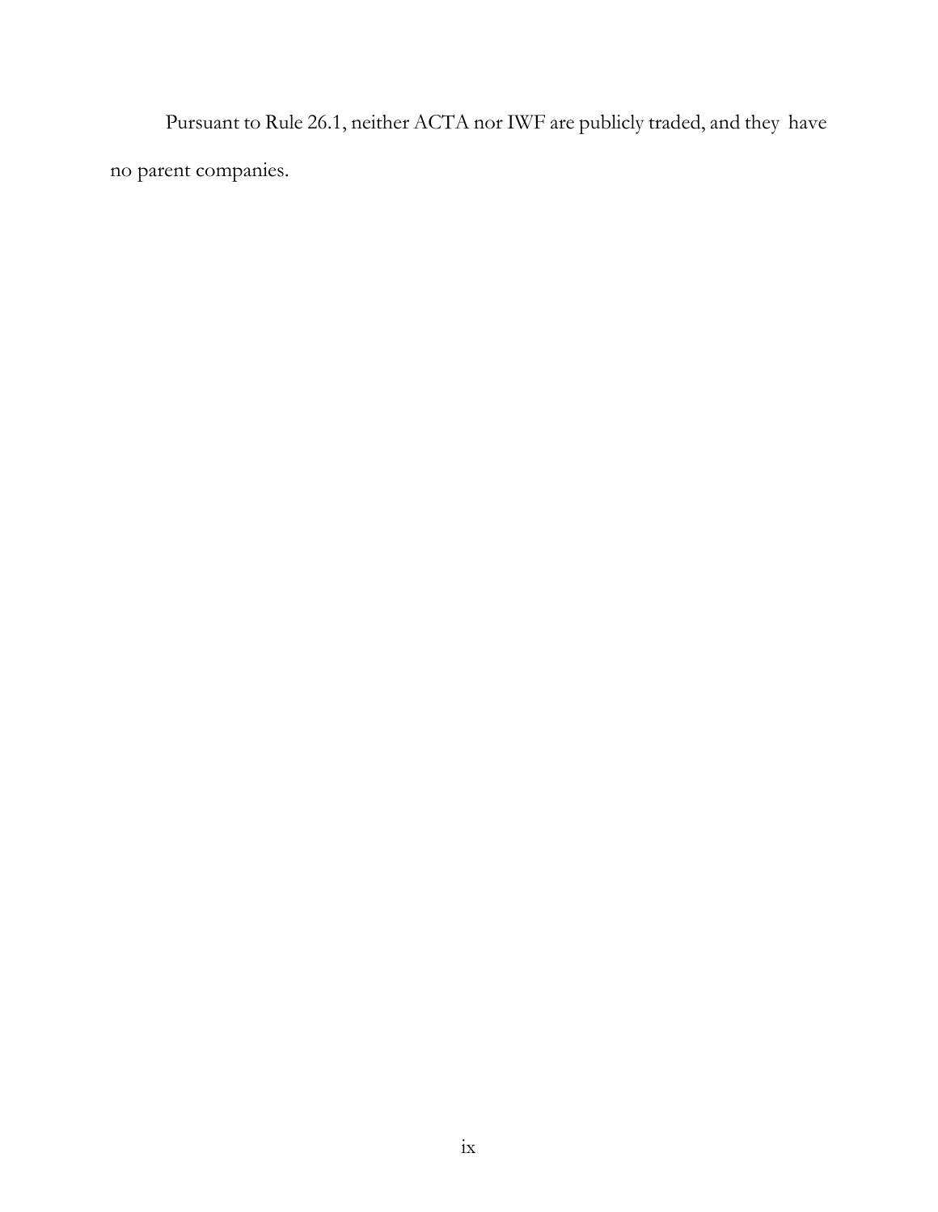Pursuant to Rule 26.1, neither ACTA nor IWF are publicly traded, and they have no parent companies.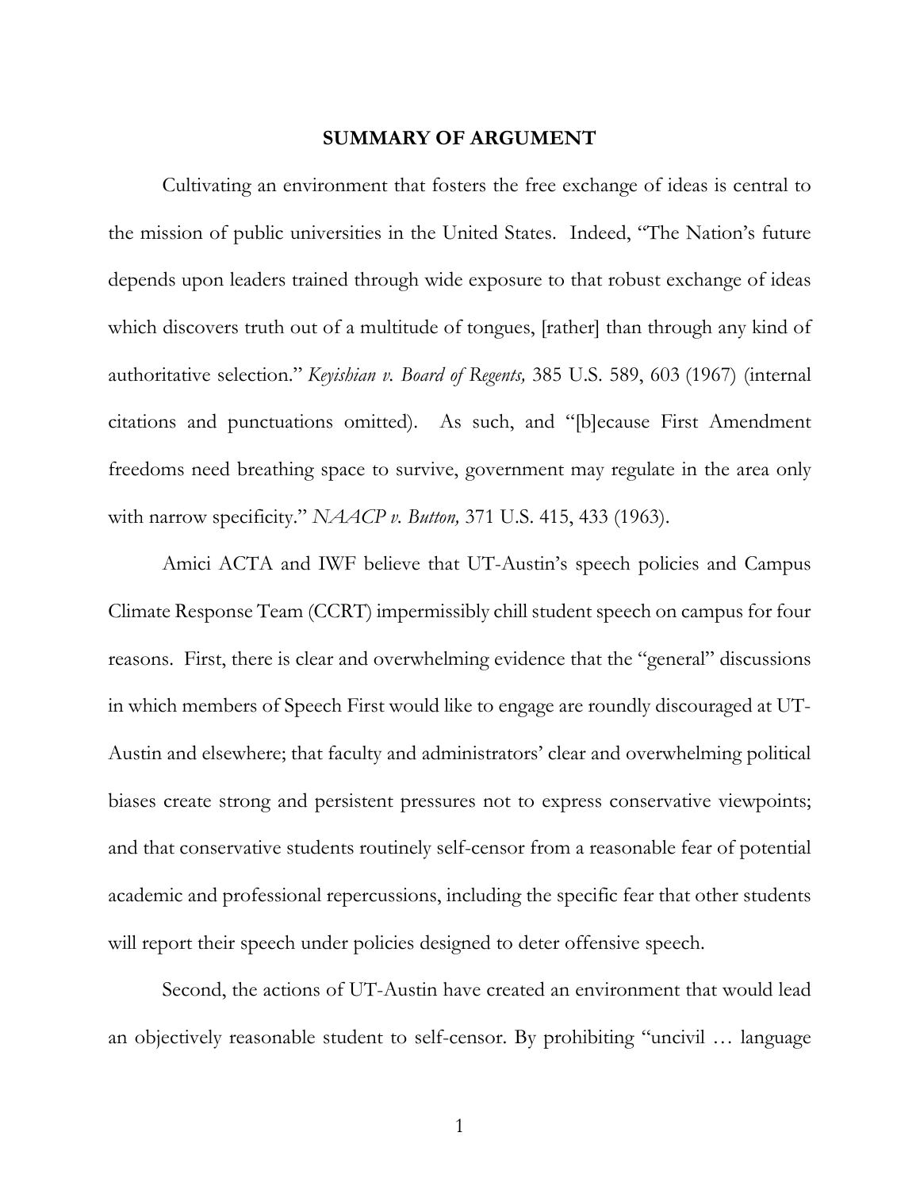## SUMMARY OF ARGUMENT

Cultivating an environment that fosters the free exchange of ideas is central to the mission of public universities in the United States. Indeed, "The Nation's future depends upon leaders trained through wide exposure to that robust exchange of ideas which discovers truth out of a multitude of tongues, [rather] than through any kind of authoritative selection." *Keyishian v. Board of Regents,* 385 U.S. 589, 603 (1967) (internal citations and punctuations omitted). As such, and "[b]ecause First Amendment freedoms need breathing space to survive, government may regulate in the area only with narrow specificity." *NAACP v. Button,* 371 U.S. 415, 433 (1963).

Amici ACTA and IWF believe that UT-Austin's speech policies and Campus Climate Response Team (CCRT) impermissibly chill student speech on campus for four reasons. First, there is clear and overwhelming evidence that the "general" discussions in which members of Speech First would like to engage are roundly discouraged at UT-Austin and elsewhere; that faculty and administrators' clear and overwhelming political biases create strong and persistent pressures not to express conservative viewpoints; and that conservative students routinely self-censor from a reasonable fear of potential academic and professional repercussions, including the specific fear that other students will report their speech under policies designed to deter offensive speech.

Second, the actions of UT-Austin have created an environment that would lead an objectively reasonable student to self-censor. By prohibiting "uncivil … language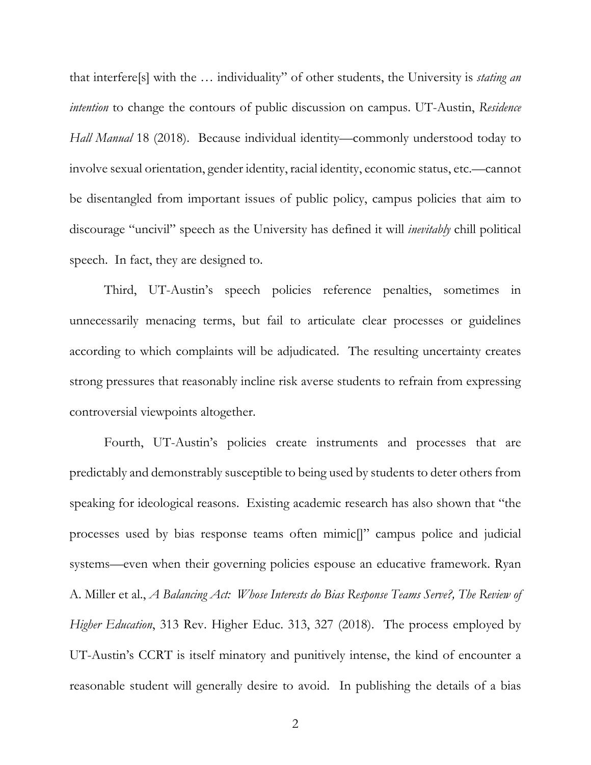that interfere[s] with the … individuality" of other students, the University is *stating an intention* to change the contours of public discussion on campus. UT-Austin, *Residence Hall Manual* 18 (2018). Because individual identity—commonly understood today to involve sexual orientation, gender identity, racial identity, economic status, etc.—cannot be disentangled from important issues of public policy, campus policies that aim to discourage "uncivil" speech as the University has defined it will *inevitably* chill political speech. In fact, they are designed to.

Third, UT-Austin's speech policies reference penalties, sometimes in unnecessarily menacing terms, but fail to articulate clear processes or guidelines according to which complaints will be adjudicated. The resulting uncertainty creates strong pressures that reasonably incline risk averse students to refrain from expressing controversial viewpoints altogether.

Fourth, UT-Austin's policies create instruments and processes that are predictably and demonstrably susceptible to being used by students to deter others from speaking for ideological reasons. Existing academic research has also shown that "the processes used by bias response teams often mimic[]" campus police and judicial systems—even when their governing policies espouse an educative framework. Ryan A. Miller et al., *A Balancing Act: Whose Interests do Bias Response Teams Serve?, The Review of Higher Education*, 313 Rev. Higher Educ. 313, 327 (2018). The process employed by UT-Austin's CCRT is itself minatory and punitively intense, the kind of encounter a reasonable student will generally desire to avoid. In publishing the details of a bias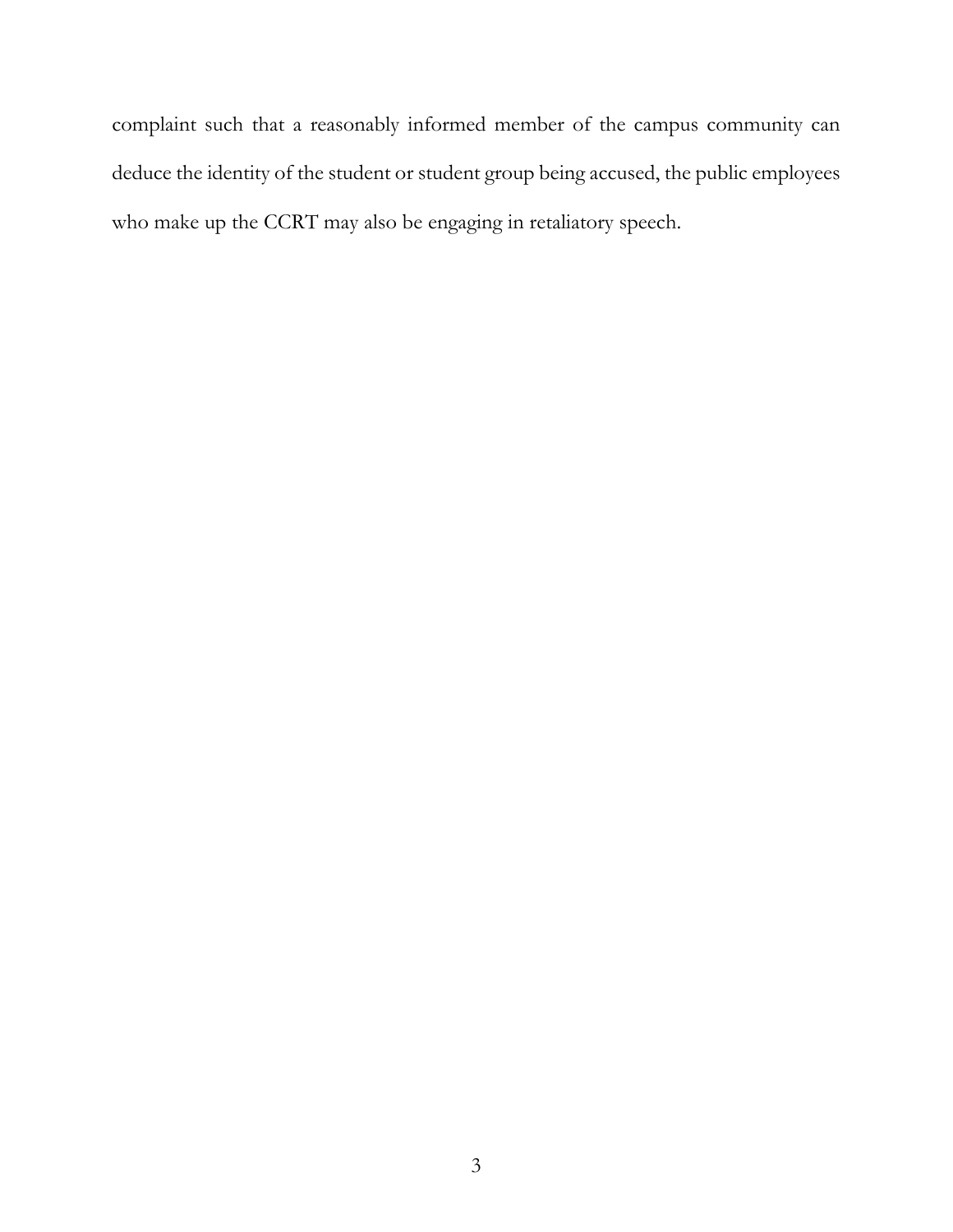complaint such that a reasonably informed member of the campus community can deduce the identity of the student or student group being accused, the public employees who make up the CCRT may also be engaging in retaliatory speech.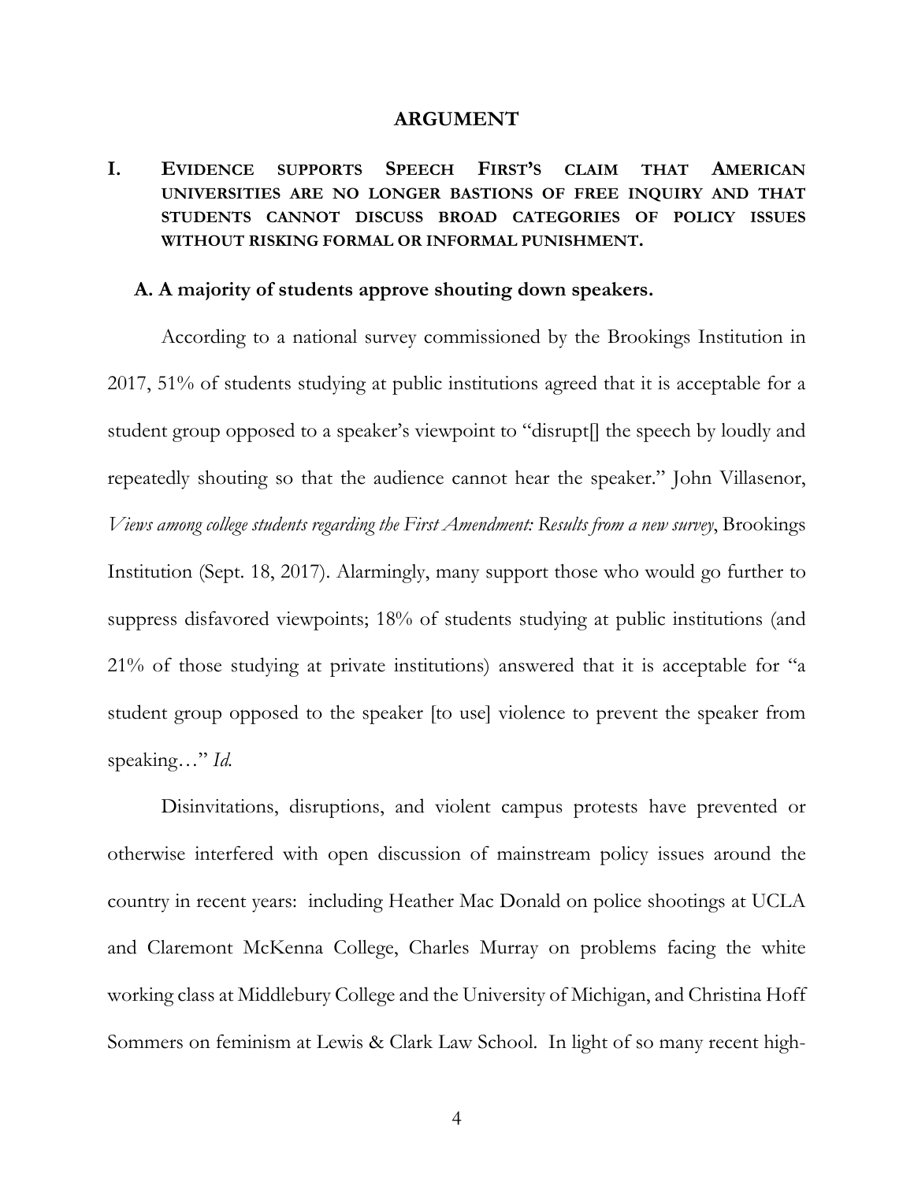## ARGUMENT

### I. EVIDENCE SUPPORTS SPEECH FIRST'S CLAIM THAT AMERICAN UNIVERSITIES ARE NO LONGER BASTIONS OF FREE INQUIRY AND THAT STUDENTS CANNOT DISCUSS BROAD CATEGORIES OF POLICY ISSUES WITHOUT RISKING FORMAL OR INFORMAL PUNISHMENT.

#### A. A majority of students approve shouting down speakers.

According to a national survey commissioned by the Brookings Institution in 2017, 51% of students studying at public institutions agreed that it is acceptable for a student group opposed to a speaker's viewpoint to "disrupt[] the speech by loudly and repeatedly shouting so that the audience cannot hear the speaker." John Villasenor, *Views among college students regarding the First Amendment: Results from a new survey*, Brookings Institution (Sept. 18, 2017). Alarmingly, many support those who would go further to suppress disfavored viewpoints; 18% of students studying at public institutions (and 21% of those studying at private institutions) answered that it is acceptable for "a student group opposed to the speaker [to use] violence to prevent the speaker from speaking…" *Id.*

Disinvitations, disruptions, and violent campus protests have prevented or otherwise interfered with open discussion of mainstream policy issues around the country in recent years: including Heather Mac Donald on police shootings at UCLA and Claremont McKenna College, Charles Murray on problems facing the white working class at Middlebury College and the University of Michigan, and Christina Hoff Sommers on feminism at Lewis & Clark Law School. In light of so many recent high-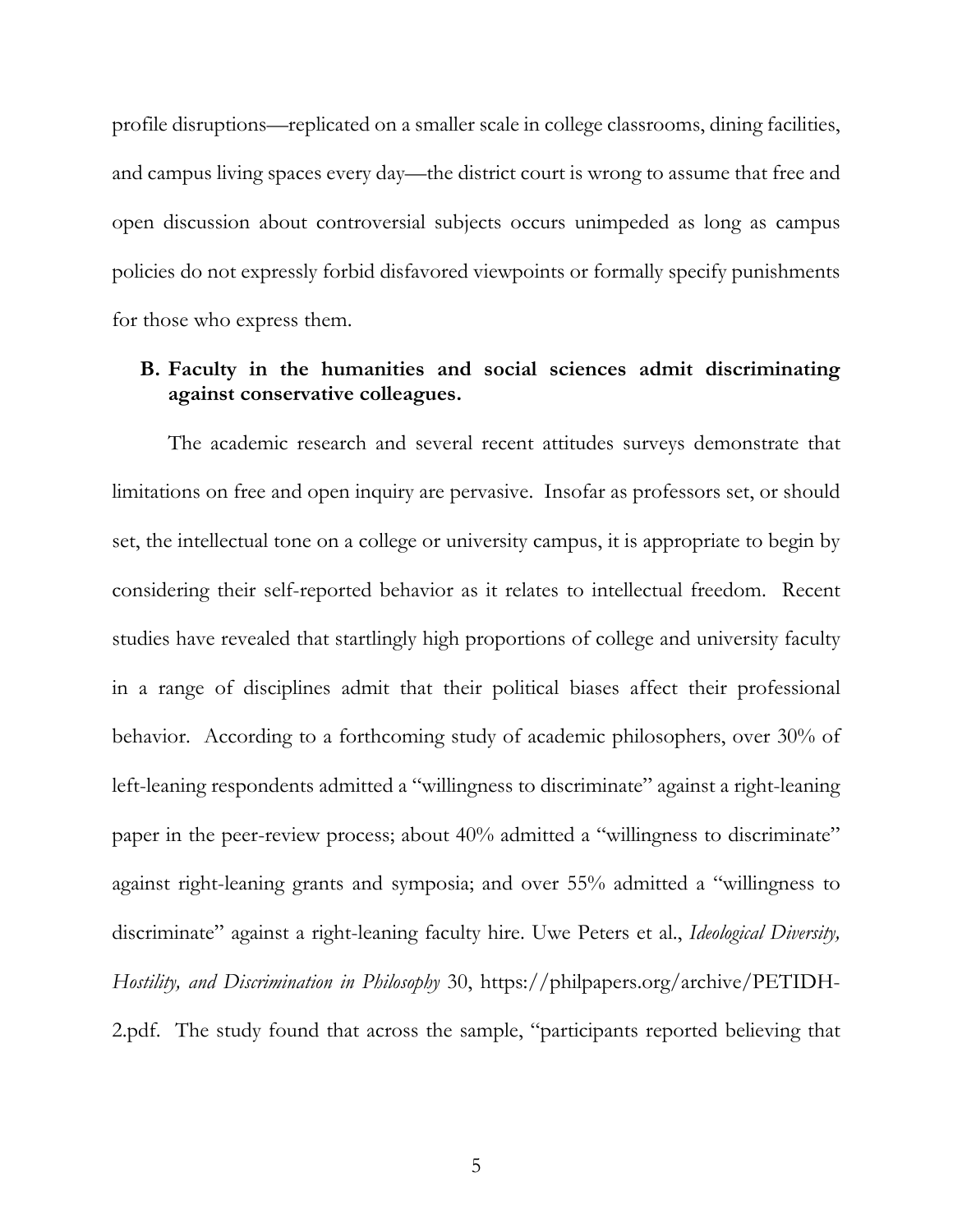profile disruptions—replicated on a smaller scale in college classrooms, dining facilities, and campus living spaces every day—the district court is wrong to assume that free and open discussion about controversial subjects occurs unimpeded as long as campus policies do not expressly forbid disfavored viewpoints or formally specify punishments for those who express them.

### B. Faculty in the humanities and social sciences admit discriminating against conservative colleagues.

The academic research and several recent attitudes surveys demonstrate that limitations on free and open inquiry are pervasive. Insofar as professors set, or should set, the intellectual tone on a college or university campus, it is appropriate to begin by considering their self-reported behavior as it relates to intellectual freedom. Recent studies have revealed that startlingly high proportions of college and university faculty in a range of disciplines admit that their political biases affect their professional behavior. According to a forthcoming study of academic philosophers, over 30% of left-leaning respondents admitted a "willingness to discriminate" against a right-leaning paper in the peer-review process; about 40% admitted a "willingness to discriminate" against right-leaning grants and symposia; and over 55% admitted a "willingness to discriminate" against a right-leaning faculty hire. Uwe Peters et al., *Ideological Diversity, Hostility, and Discrimination in Philosophy* 30, https://philpapers.org/archive/PETIDH-2.pdf. The study found that across the sample, "participants reported believing that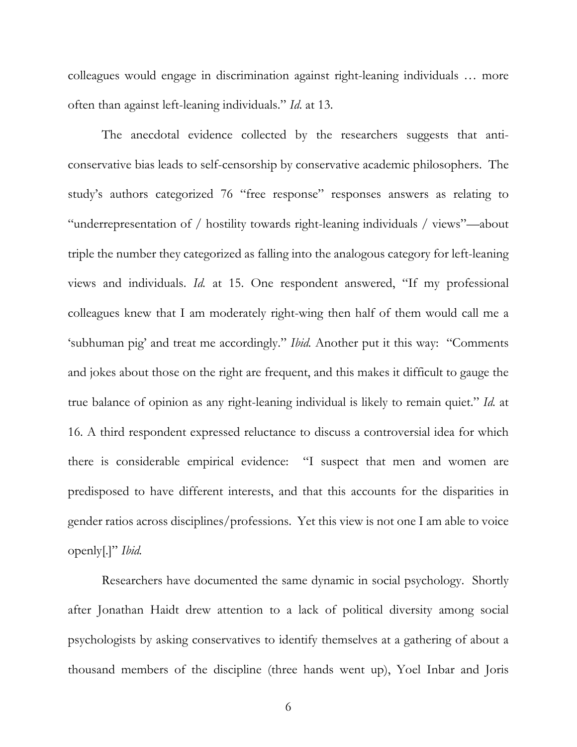colleagues would engage in discrimination against right-leaning individuals … more often than against left-leaning individuals." *Id.* at 13.

The anecdotal evidence collected by the researchers suggests that anti-conservative bias leads to self-censorship by conservative academic philosophers. The study's authors categorized 76 "free response" responses answers as relating to "underrepresentation of / hostility towards right-leaning individuals / views"—about triple the number they categorized as falling into the analogous category for left-leaning views and individuals. *Id.* at 15. One respondent answered, "If my professional colleagues knew that I am moderately right-wing then half of them would call me a 'subhuman pig' and treat me accordingly." *Ibid.* Another put it this way: "Comments and jokes about those on the right are frequent, and this makes it difficult to gauge the true balance of opinion as any right-leaning individual is likely to remain quiet." *Id.* at 16. A third respondent expressed reluctance to discuss a controversial idea for which there is considerable empirical evidence: "I suspect that men and women are predisposed to have different interests, and that this accounts for the disparities in gender ratios across disciplines/professions. Yet this view is not one I am able to voice openly[.]" *Ibid.*

Researchers have documented the same dynamic in social psychology. Shortly after Jonathan Haidt drew attention to a lack of political diversity among social psychologists by asking conservatives to identify themselves at a gathering of about a thousand members of the discipline (three hands went up), Yoel Inbar and Joris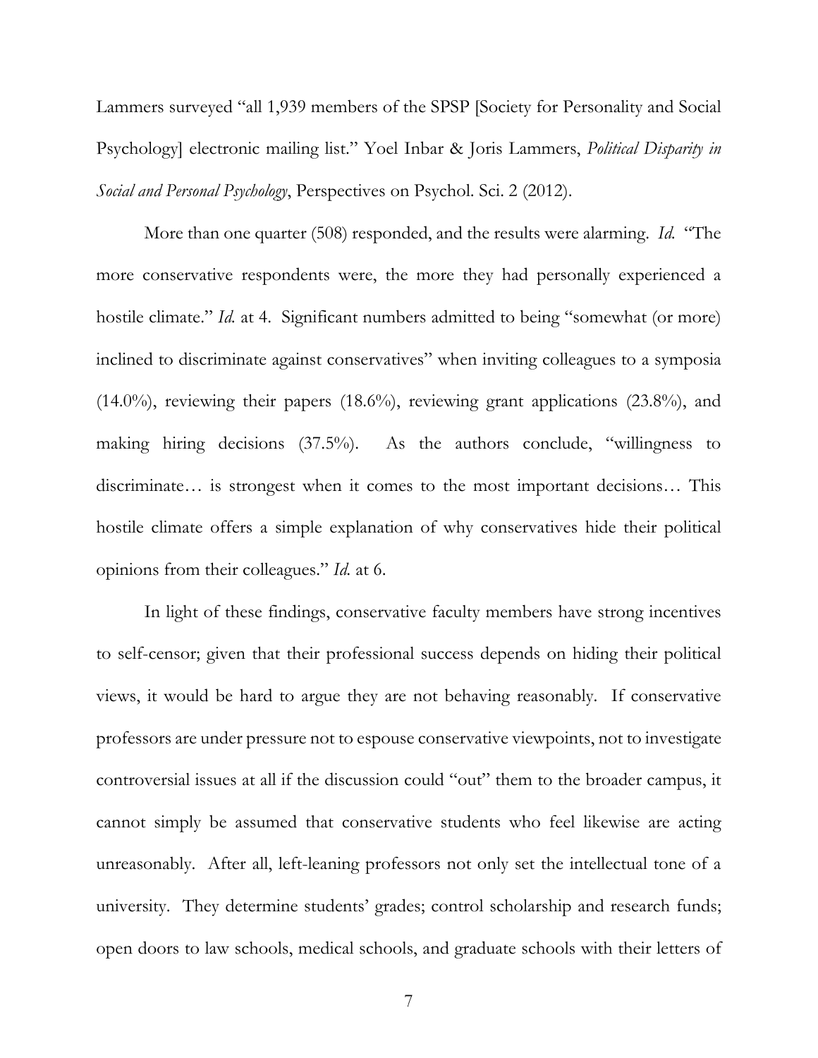Lammers surveyed "all 1,939 members of the SPSP [Society for Personality and Social Psychology] electronic mailing list." Yoel Inbar & Joris Lammers, *Political Disparity in Social and Personal Psychology*, Perspectives on Psychol. Sci. 2 (2012).

More than one quarter (508) responded, and the results were alarming. *Id.* "The more conservative respondents were, the more they had personally experienced a hostile climate." *Id.* at 4. Significant numbers admitted to being "somewhat (or more) inclined to discriminate against conservatives" when inviting colleagues to a symposia (14.0%), reviewing their papers (18.6%), reviewing grant applications (23.8%), and making hiring decisions (37.5%). As the authors conclude, "willingness to discriminate… is strongest when it comes to the most important decisions… This hostile climate offers a simple explanation of why conservatives hide their political opinions from their colleagues." *Id.* at 6.

In light of these findings, conservative faculty members have strong incentives to self-censor; given that their professional success depends on hiding their political views, it would be hard to argue they are not behaving reasonably. If conservative professors are under pressure not to espouse conservative viewpoints, not to investigate controversial issues at all if the discussion could "out" them to the broader campus, it cannot simply be assumed that conservative students who feel likewise are acting unreasonably. After all, left-leaning professors not only set the intellectual tone of a university. They determine students' grades; control scholarship and research funds; open doors to law schools, medical schools, and graduate schools with their letters of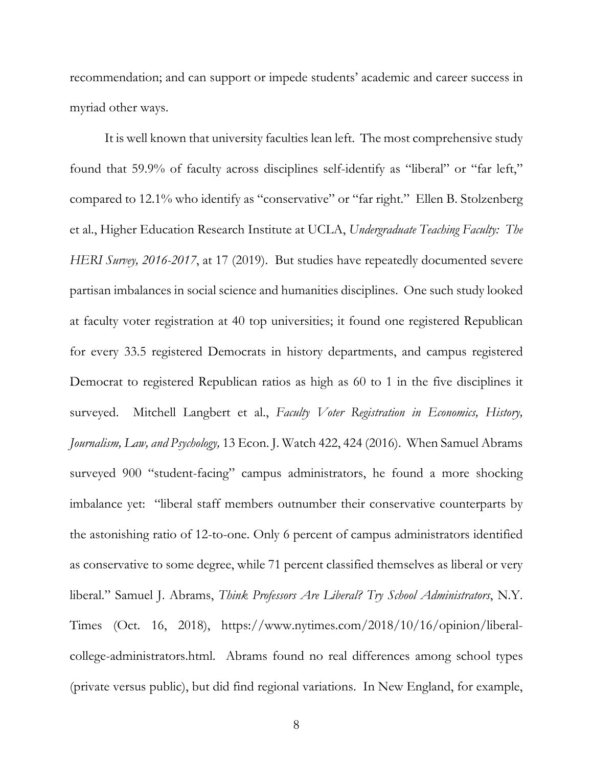recommendation; and can support or impede students' academic and career success in myriad other ways.

It is well known that university faculties lean left. The most comprehensive study found that 59.9% of faculty across disciplines self-identify as "liberal" or "far left," compared to 12.1% who identify as "conservative" or "far right." Ellen B. Stolzenberg et al., Higher Education Research Institute at UCLA, *Undergraduate Teaching Faculty: The HERI Survey, 2016-2017*, at 17 (2019). But studies have repeatedly documented severe partisan imbalances in social science and humanities disciplines. One such study looked at faculty voter registration at 40 top universities; it found one registered Republican for every 33.5 registered Democrats in history departments, and campus registered Democrat to registered Republican ratios as high as 60 to 1 in the five disciplines it surveyed. Mitchell Langbert et al., *Faculty Voter Registration in Economics, History, Journalism, Law, and Psychology,* 13 Econ. J. Watch 422, 424 (2016). When Samuel Abrams surveyed 900 "student-facing" campus administrators, he found a more shocking imbalance yet: "liberal staff members outnumber their conservative counterparts by the astonishing ratio of 12-to-one. Only 6 percent of campus administrators identified as conservative to some degree, while 71 percent classified themselves as liberal or very liberal." Samuel J. Abrams, *Think Professors Are Liberal? Try School Administrators*, N.Y. Times (Oct. 16, 2018), https://www.nytimes.com/2018/10/16/opinion/liberal-college-administrators.html. Abrams found no real differences among school types (private versus public), but did find regional variations. In New England, for example,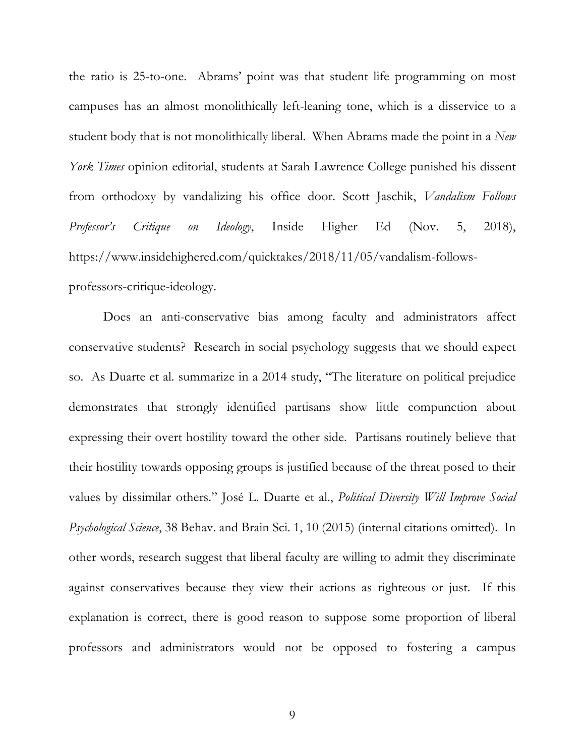the ratio is 25-to-one. Abrams' point was that student life programming on most campuses has an almost monolithically left-leaning tone, which is a disservice to a student body that is not monolithically liberal. When Abrams made the point in a *New York Times* opinion editorial, students at Sarah Lawrence College punished his dissent from orthodoxy by vandalizing his office door. Scott Jaschik, *Vandalism Follows Professor's Critique on Ideology*, Inside Higher Ed (Nov. 5, 2018), https://www.insidehighered.com/quicktakes/2018/11/05/vandalism-follows-professors-critique-ideology.

Does an anti-conservative bias among faculty and administrators affect conservative students? Research in social psychology suggests that we should expect so. As Duarte et al. summarize in a 2014 study, "The literature on political prejudice demonstrates that strongly identified partisans show little compunction about expressing their overt hostility toward the other side. Partisans routinely believe that their hostility towards opposing groups is justified because of the threat posed to their values by dissimilar others." José L. Duarte et al., *Political Diversity Will Improve Social Psychological Science*, 38 Behav. and Brain Sci. 1, 10 (2015) (internal citations omitted). In other words, research suggest that liberal faculty are willing to admit they discriminate against conservatives because they view their actions as righteous or just. If this explanation is correct, there is good reason to suppose some proportion of liberal professors and administrators would not be opposed to fostering a campus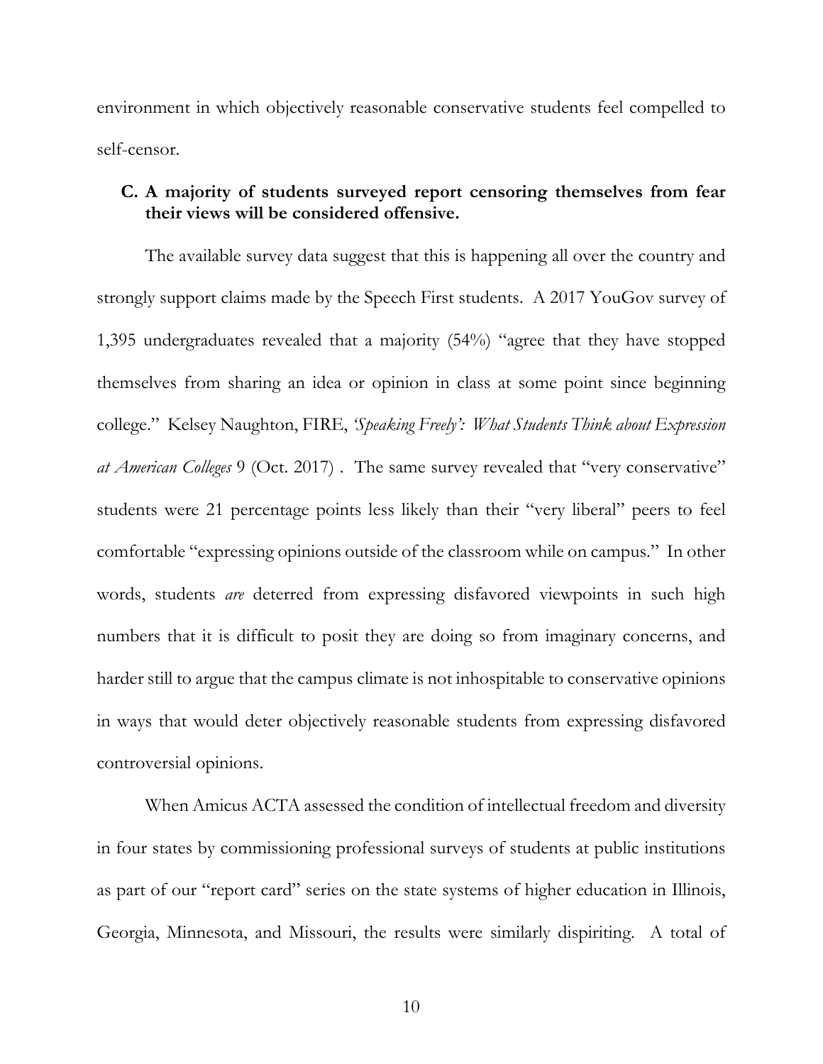environment in which objectively reasonable conservative students feel compelled to self-censor.

### C. A majority of students surveyed report censoring themselves from fear their views will be considered offensive.

The available survey data suggest that this is happening all over the country and strongly support claims made by the Speech First students. A 2017 YouGov survey of 1,395 undergraduates revealed that a majority (54%) "agree that they have stopped themselves from sharing an idea or opinion in class at some point since beginning college." Kelsey Naughton, FIRE, *'Speaking Freely': What Students Think about Expression at American Colleges* 9 (Oct. 2017) . The same survey revealed that "very conservative" students were 21 percentage points less likely than their "very liberal" peers to feel comfortable "expressing opinions outside of the classroom while on campus." In other words, students *are* deterred from expressing disfavored viewpoints in such high numbers that it is difficult to posit they are doing so from imaginary concerns, and harder still to argue that the campus climate is not inhospitable to conservative opinions in ways that would deter objectively reasonable students from expressing disfavored controversial opinions.

When Amicus ACTA assessed the condition of intellectual freedom and diversity in four states by commissioning professional surveys of students at public institutions as part of our "report card" series on the state systems of higher education in Illinois, Georgia, Minnesota, and Missouri, the results were similarly dispiriting. A total of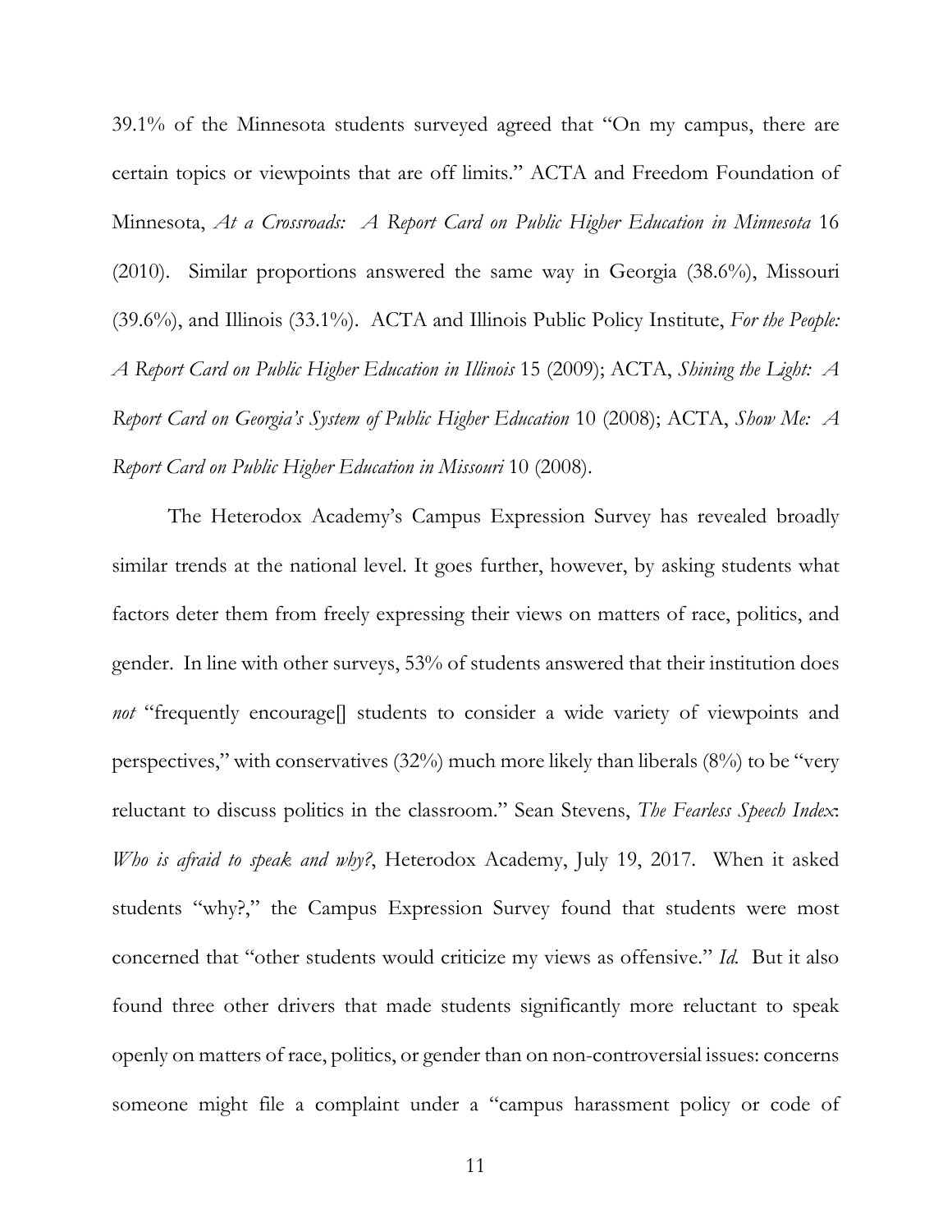39.1% of the Minnesota students surveyed agreed that "On my campus, there are certain topics or viewpoints that are off limits." ACTA and Freedom Foundation of Minnesota, *At a Crossroads: A Report Card on Public Higher Education in Minnesota* 16 (2010). Similar proportions answered the same way in Georgia (38.6%), Missouri (39.6%), and Illinois (33.1%). ACTA and Illinois Public Policy Institute, *For the People: A Report Card on Public Higher Education in Illinois* 15 (2009); ACTA, *Shining the Light: A Report Card on Georgia's System of Public Higher Education* 10 (2008); ACTA, *Show Me: A Report Card on Public Higher Education in Missouri* 10 (2008).

The Heterodox Academy's Campus Expression Survey has revealed broadly similar trends at the national level. It goes further, however, by asking students what factors deter them from freely expressing their views on matters of race, politics, and gender. In line with other surveys, 53% of students answered that their institution does *not* "frequently encourage[] students to consider a wide variety of viewpoints and perspectives," with conservatives (32%) much more likely than liberals (8%) to be "very reluctant to discuss politics in the classroom." Sean Stevens, *The Fearless Speech Index: Who is afraid to speak and why?*, Heterodox Academy, July 19, 2017. When it asked students "why?," the Campus Expression Survey found that students were most concerned that "other students would criticize my views as offensive." *Id.* But it also found three other drivers that made students significantly more reluctant to speak openly on matters of race, politics, or gender than on non-controversial issues: concerns someone might file a complaint under a "campus harassment policy or code of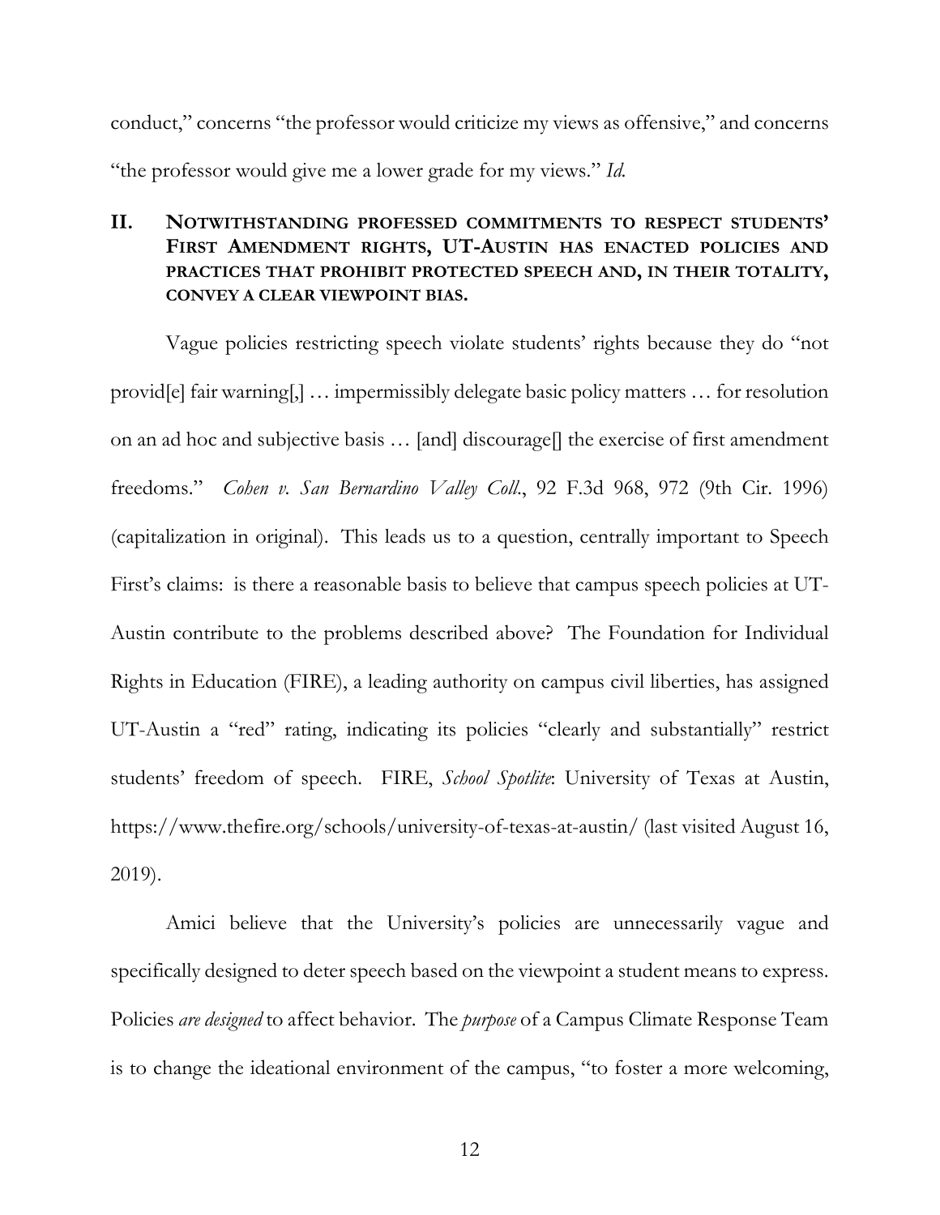conduct," concerns "the professor would criticize my views as offensive," and concerns "the professor would give me a lower grade for my views." *Id.*

## II. NOTWITHSTANDING PROFESSED COMMITMENTS TO RESPECT STUDENTS' FIRST AMENDMENT RIGHTS, UT-AUSTIN HAS ENACTED POLICIES AND PRACTICES THAT PROHIBIT PROTECTED SPEECH AND, IN THEIR TOTALITY, CONVEY A CLEAR VIEWPOINT BIAS.

Vague policies restricting speech violate students' rights because they do "not provid[e] fair warning[,] … impermissibly delegate basic policy matters … for resolution on an ad hoc and subjective basis … [and] discourage[] the exercise of first amendment freedoms." *Cohen v. San Bernardino Valley Coll.*, 92 F.3d 968, 972 (9th Cir. 1996) (capitalization in original). This leads us to a question, centrally important to Speech First's claims: is there a reasonable basis to believe that campus speech policies at UT-Austin contribute to the problems described above? The Foundation for Individual Rights in Education (FIRE), a leading authority on campus civil liberties, has assigned UT-Austin a "red" rating, indicating its policies "clearly and substantially" restrict students' freedom of speech. FIRE, *School Spotlite*: University of Texas at Austin, https://www.thefire.org/schools/university-of-texas-at-austin/ (last visited August 16, 2019).

Amici believe that the University's policies are unnecessarily vague and specifically designed to deter speech based on the viewpoint a student means to express. Policies *are designed* to affect behavior. The *purpose* of a Campus Climate Response Team is to change the ideational environment of the campus, "to foster a more welcoming,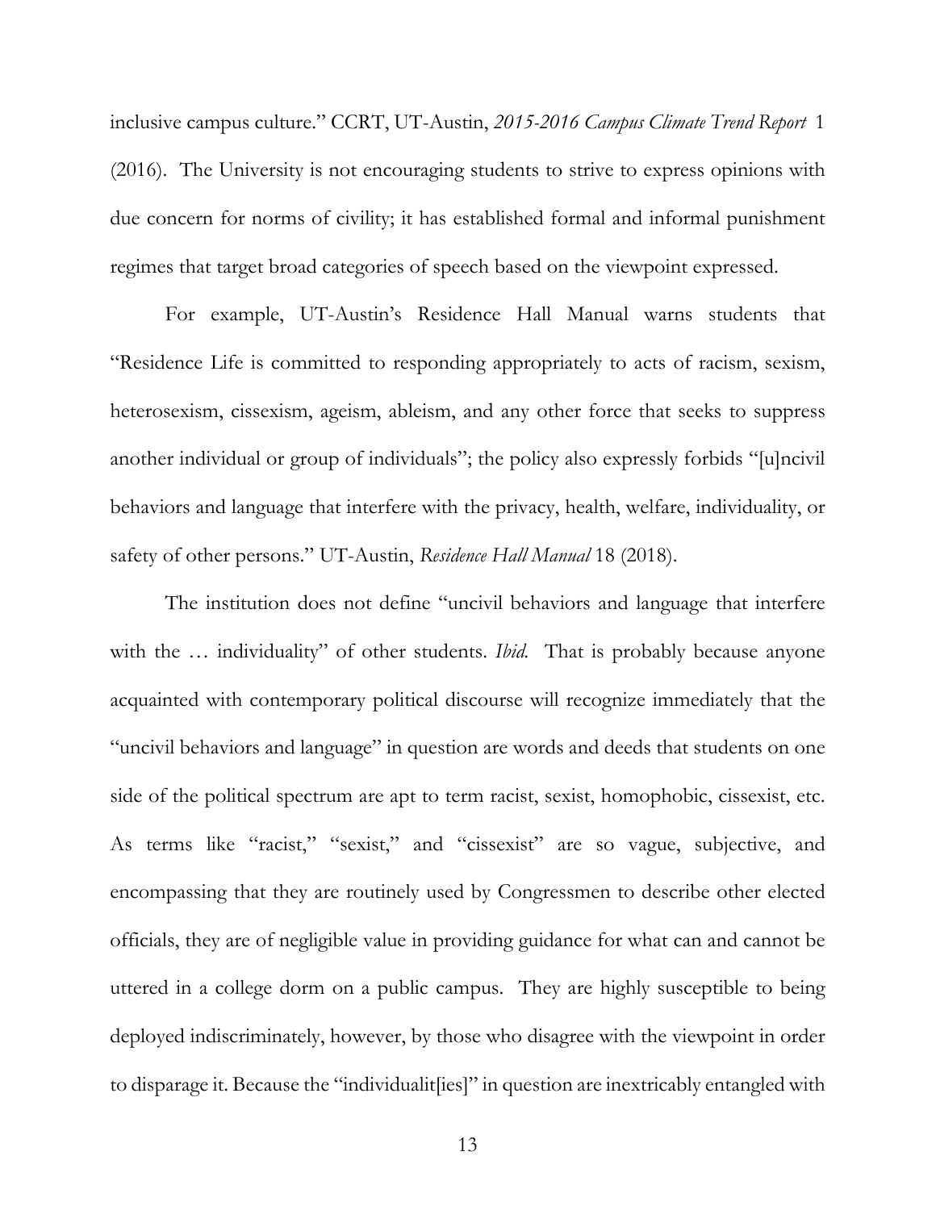inclusive campus culture." CCRT, UT-Austin, *2015-2016 Campus Climate Trend Report* 1 (2016). The University is not encouraging students to strive to express opinions with due concern for norms of civility; it has established formal and informal punishment regimes that target broad categories of speech based on the viewpoint expressed.

For example, UT-Austin's Residence Hall Manual warns students that "Residence Life is committed to responding appropriately to acts of racism, sexism, heterosexism, cissexism, ageism, ableism, and any other force that seeks to suppress another individual or group of individuals"; the policy also expressly forbids "[u]ncivil behaviors and language that interfere with the privacy, health, welfare, individuality, or safety of other persons." UT-Austin, *Residence Hall Manual* 18 (2018).

The institution does not define "uncivil behaviors and language that interfere with the … individuality" of other students. *Ibid.* That is probably because anyone acquainted with contemporary political discourse will recognize immediately that the "uncivil behaviors and language" in question are words and deeds that students on one side of the political spectrum are apt to term racist, sexist, homophobic, cissexist, etc. As terms like "racist," "sexist," and "cissexist" are so vague, subjective, and encompassing that they are routinely used by Congressmen to describe other elected officials, they are of negligible value in providing guidance for what can and cannot be uttered in a college dorm on a public campus. They are highly susceptible to being deployed indiscriminately, however, by those who disagree with the viewpoint in order to disparage it. Because the "individualit[ies]" in question are inextricably entangled with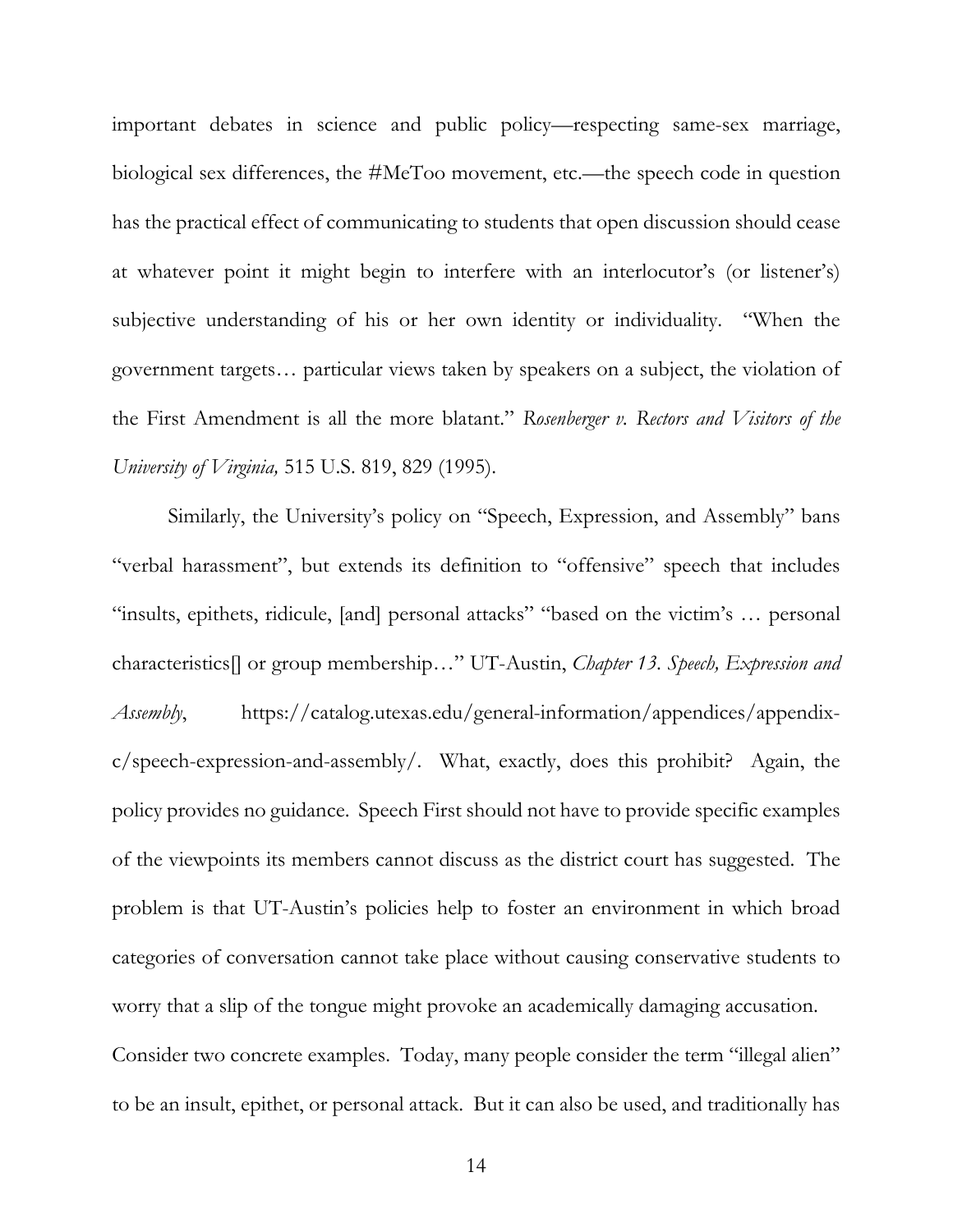important debates in science and public policy—respecting same-sex marriage, biological sex differences, the #MeToo movement, etc.—the speech code in question has the practical effect of communicating to students that open discussion should cease at whatever point it might begin to interfere with an interlocutor's (or listener's) subjective understanding of his or her own identity or individuality. "When the government targets… particular views taken by speakers on a subject, the violation of the First Amendment is all the more blatant." *Rosenberger v. Rectors and Visitors of the University of Virginia,* 515 U.S. 819, 829 (1995).

Similarly, the University's policy on "Speech, Expression, and Assembly" bans "verbal harassment", but extends its definition to "offensive" speech that includes "insults, epithets, ridicule, [and] personal attacks" "based on the victim's … personal characteristics[] or group membership…" UT-Austin, *Chapter 13. Speech, Expression and Assembly*, https://catalog.utexas.edu/general-information/appendices/appendix-c/speech-expression-and-assembly/. What, exactly, does this prohibit? Again, the policy provides no guidance. Speech First should not have to provide specific examples of the viewpoints its members cannot discuss as the district court has suggested. The problem is that UT-Austin's policies help to foster an environment in which broad categories of conversation cannot take place without causing conservative students to worry that a slip of the tongue might provoke an academically damaging accusation.

Consider two concrete examples. Today, many people consider the term "illegal alien" to be an insult, epithet, or personal attack. But it can also be used, and traditionally has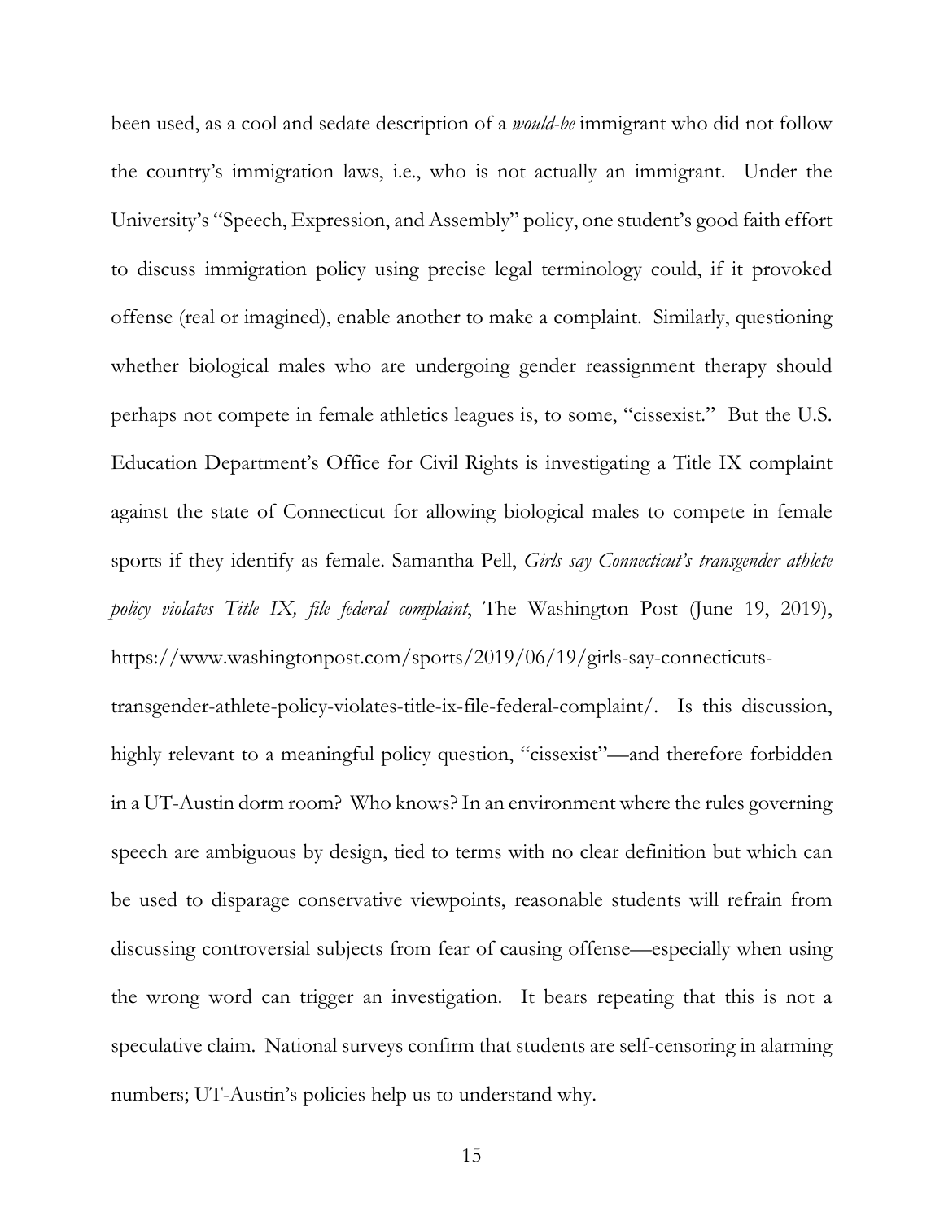been used, as a cool and sedate description of a *would-be* immigrant who did not follow the country's immigration laws, i.e., who is not actually an immigrant. Under the University's "Speech, Expression, and Assembly" policy, one student's good faith effort to discuss immigration policy using precise legal terminology could, if it provoked offense (real or imagined), enable another to make a complaint. Similarly, questioning whether biological males who are undergoing gender reassignment therapy should perhaps not compete in female athletics leagues is, to some, "cissexist." But the U.S. Education Department's Office for Civil Rights is investigating a Title IX complaint against the state of Connecticut for allowing biological males to compete in female sports if they identify as female. Samantha Pell, *Girls say Connecticut's transgender athlete policy violates Title IX, file federal complaint*, The Washington Post (June 19, 2019), https://www.washingtonpost.com/sports/2019/06/19/girls-say-connecticuts-transgender-athlete-policy-violates-title-ix-file-federal-complaint/. Is this discussion, highly relevant to a meaningful policy question, "cissexist"—and therefore forbidden in a UT-Austin dorm room? Who knows? In an environment where the rules governing speech are ambiguous by design, tied to terms with no clear definition but which can be used to disparage conservative viewpoints, reasonable students will refrain from discussing controversial subjects from fear of causing offense—especially when using the wrong word can trigger an investigation. It bears repeating that this is not a speculative claim. National surveys confirm that students are self-censoring in alarming numbers; UT-Austin's policies help us to understand why.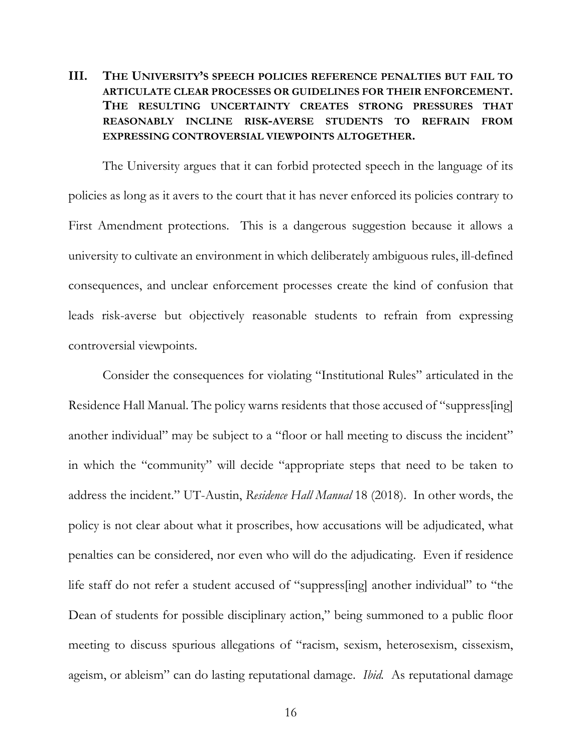## III. THE UNIVERSITY'S SPEECH POLICIES REFERENCE PENALTIES BUT FAIL TO ARTICULATE CLEAR PROCESSES OR GUIDELINES FOR THEIR ENFORCEMENT. THE RESULTING UNCERTAINTY CREATES STRONG PRESSURES THAT REASONABLY INCLINE RISK-AVERSE STUDENTS TO REFRAIN FROM EXPRESSING CONTROVERSIAL VIEWPOINTS ALTOGETHER.

The University argues that it can forbid protected speech in the language of its policies as long as it avers to the court that it has never enforced its policies contrary to First Amendment protections. This is a dangerous suggestion because it allows a university to cultivate an environment in which deliberately ambiguous rules, ill-defined consequences, and unclear enforcement processes create the kind of confusion that leads risk-averse but objectively reasonable students to refrain from expressing controversial viewpoints.

Consider the consequences for violating "Institutional Rules" articulated in the Residence Hall Manual. The policy warns residents that those accused of "suppress[ing] another individual" may be subject to a "floor or hall meeting to discuss the incident" in which the "community" will decide "appropriate steps that need to be taken to address the incident." UT-Austin, *Residence Hall Manual* 18 (2018). In other words, the policy is not clear about what it proscribes, how accusations will be adjudicated, what penalties can be considered, nor even who will do the adjudicating. Even if residence life staff do not refer a student accused of "suppress[ing] another individual" to "the Dean of students for possible disciplinary action," being summoned to a public floor meeting to discuss spurious allegations of "racism, sexism, heterosexism, cissexism, ageism, or ableism" can do lasting reputational damage. *Ibid.* As reputational damage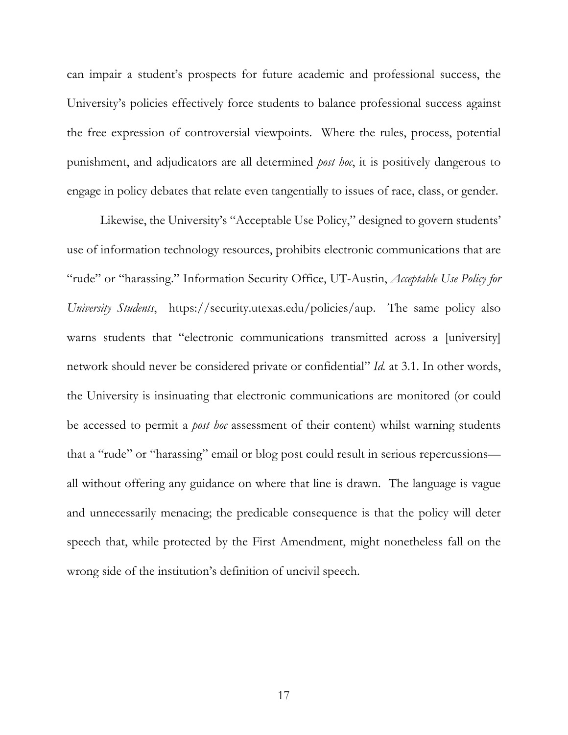can impair a student's prospects for future academic and professional success, the University's policies effectively force students to balance professional success against the free expression of controversial viewpoints. Where the rules, process, potential punishment, and adjudicators are all determined *post hoc*, it is positively dangerous to engage in policy debates that relate even tangentially to issues of race, class, or gender.

Likewise, the University's "Acceptable Use Policy," designed to govern students' use of information technology resources, prohibits electronic communications that are "rude" or "harassing." Information Security Office, UT-Austin, *Acceptable Use Policy for University Students*, https://security.utexas.edu/policies/aup. The same policy also warns students that "electronic communications transmitted across a [university] network should never be considered private or confidential" *Id.* at 3.1. In other words, the University is insinuating that electronic communications are monitored (or could be accessed to permit a *post hoc* assessment of their content) whilst warning students that a "rude" or "harassing" email or blog post could result in serious repercussions—all without offering any guidance on where that line is drawn. The language is vague and unnecessarily menacing; the predicable consequence is that the policy will deter speech that, while protected by the First Amendment, might nonetheless fall on the wrong side of the institution's definition of uncivil speech.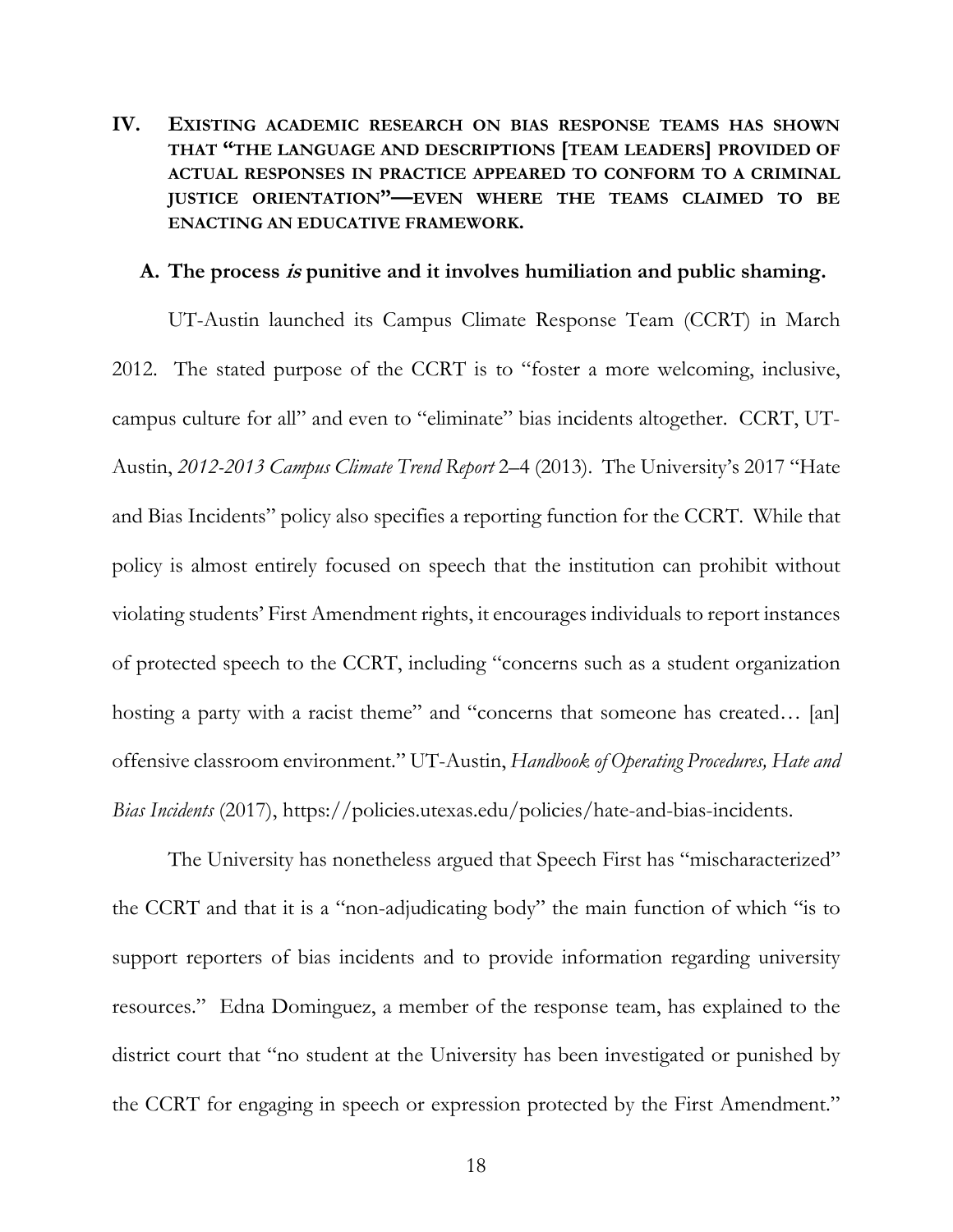## IV. Existing academic research on bias response teams has shown that "the language and descriptions [team leaders] provided of actual responses in practice appeared to conform to a criminal justice orientation"—even where the teams claimed to be enacting an educative framework.

### A. The process *is* punitive and it involves humiliation and public shaming.

UT-Austin launched its Campus Climate Response Team (CCRT) in March 2012. The stated purpose of the CCRT is to "foster a more welcoming, inclusive, campus culture for all" and even to "eliminate" bias incidents altogether. CCRT, UT-Austin, *2012-2013 Campus Climate Trend Report* 2–4 (2013). The University's 2017 "Hate and Bias Incidents" policy also specifies a reporting function for the CCRT. While that policy is almost entirely focused on speech that the institution can prohibit without violating students' First Amendment rights, it encourages individuals to report instances of protected speech to the CCRT, including "concerns such as a student organization hosting a party with a racist theme" and "concerns that someone has created… [an] offensive classroom environment." UT-Austin, *Handbook of Operating Procedures, Hate and Bias Incidents* (2017), https://policies.utexas.edu/policies/hate-and-bias-incidents.

The University has nonetheless argued that Speech First has "mischaracterized" the CCRT and that it is a "non-adjudicating body" the main function of which "is to support reporters of bias incidents and to provide information regarding university resources." Edna Dominguez, a member of the response team, has explained to the district court that "no student at the University has been investigated or punished by the CCRT for engaging in speech or expression protected by the First Amendment."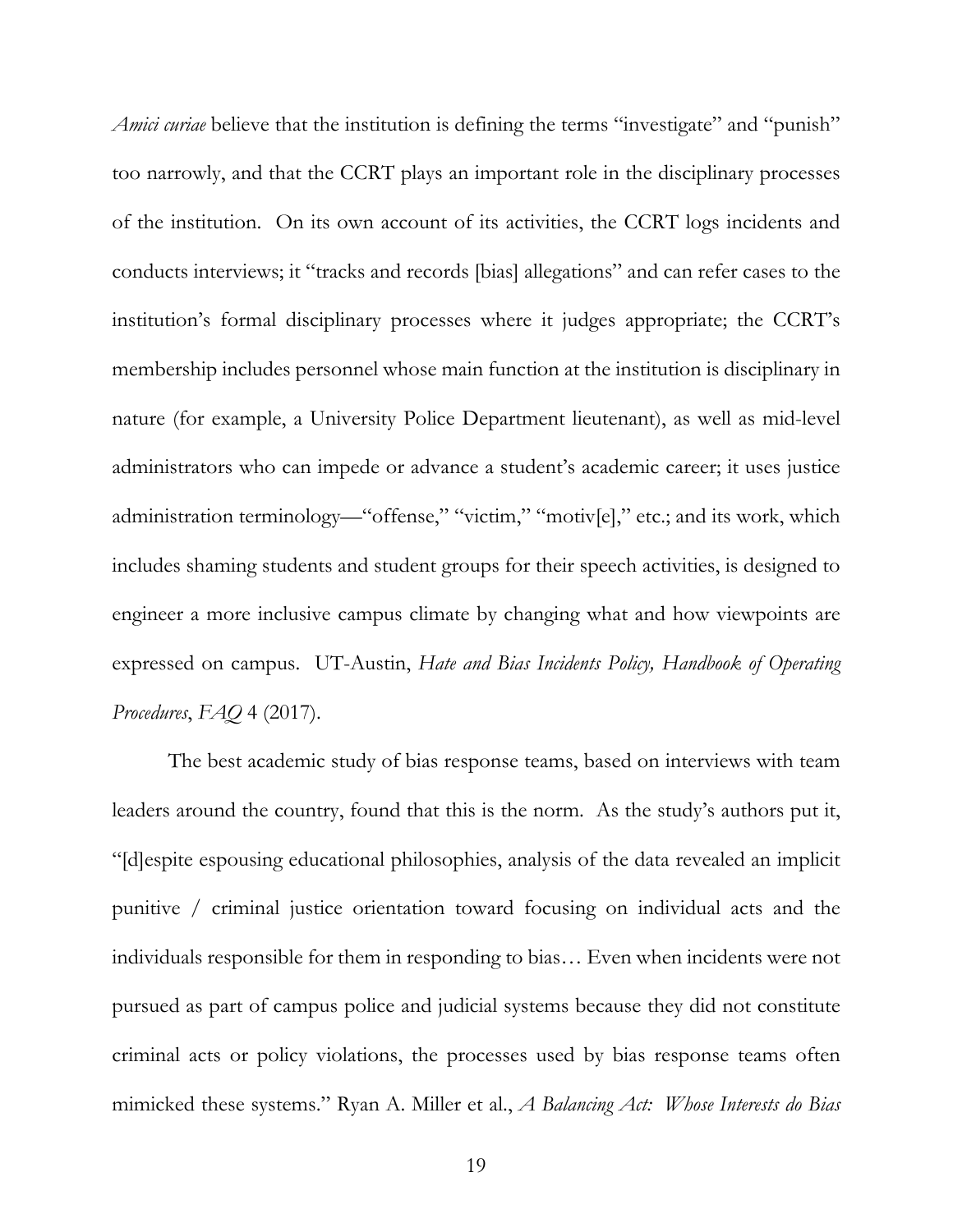*Amici curiae* believe that the institution is defining the terms "investigate" and "punish" too narrowly, and that the CCRT plays an important role in the disciplinary processes of the institution. On its own account of its activities, the CCRT logs incidents and conducts interviews; it "tracks and records [bias] allegations" and can refer cases to the institution's formal disciplinary processes where it judges appropriate; the CCRT's membership includes personnel whose main function at the institution is disciplinary in nature (for example, a University Police Department lieutenant), as well as mid-level administrators who can impede or advance a student's academic career; it uses justice administration terminology—"offense," "victim," "motiv[e]," etc.; and its work, which includes shaming students and student groups for their speech activities, is designed to engineer a more inclusive campus climate by changing what and how viewpoints are expressed on campus. UT-Austin, *Hate and Bias Incidents Policy, Handbook of Operating Procedures*, *FAQ* 4 (2017).

The best academic study of bias response teams, based on interviews with team leaders around the country, found that this is the norm. As the study's authors put it, "[d]espite espousing educational philosophies, analysis of the data revealed an implicit punitive / criminal justice orientation toward focusing on individual acts and the individuals responsible for them in responding to bias… Even when incidents were not pursued as part of campus police and judicial systems because they did not constitute criminal acts or policy violations, the processes used by bias response teams often mimicked these systems." Ryan A. Miller et al., *A Balancing Act: Whose Interests do Bias*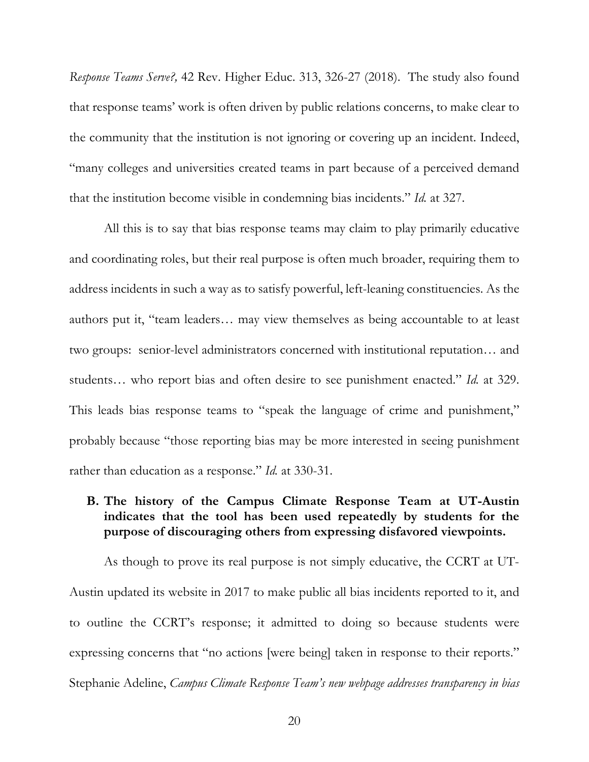*Response Teams Serve?,* 42 Rev. Higher Educ. 313, 326-27 (2018). The study also found that response teams' work is often driven by public relations concerns, to make clear to the community that the institution is not ignoring or covering up an incident. Indeed, "many colleges and universities created teams in part because of a perceived demand that the institution become visible in condemning bias incidents." *Id.* at 327.

All this is to say that bias response teams may claim to play primarily educative and coordinating roles, but their real purpose is often much broader, requiring them to address incidents in such a way as to satisfy powerful, left-leaning constituencies. As the authors put it, "team leaders… may view themselves as being accountable to at least two groups: senior-level administrators concerned with institutional reputation… and students… who report bias and often desire to see punishment enacted." *Id.* at 329. This leads bias response teams to "speak the language of crime and punishment," probably because "those reporting bias may be more interested in seeing punishment rather than education as a response." *Id.* at 330-31.

### B. The history of the Campus Climate Response Team at UT-Austin indicates that the tool has been used repeatedly by students for the purpose of discouraging others from expressing disfavored viewpoints.

As though to prove its real purpose is not simply educative, the CCRT at UT-Austin updated its website in 2017 to make public all bias incidents reported to it, and to outline the CCRT's response; it admitted to doing so because students were expressing concerns that "no actions [were being] taken in response to their reports." Stephanie Adeline, *Campus Climate Response Team's new webpage addresses transparency in bias*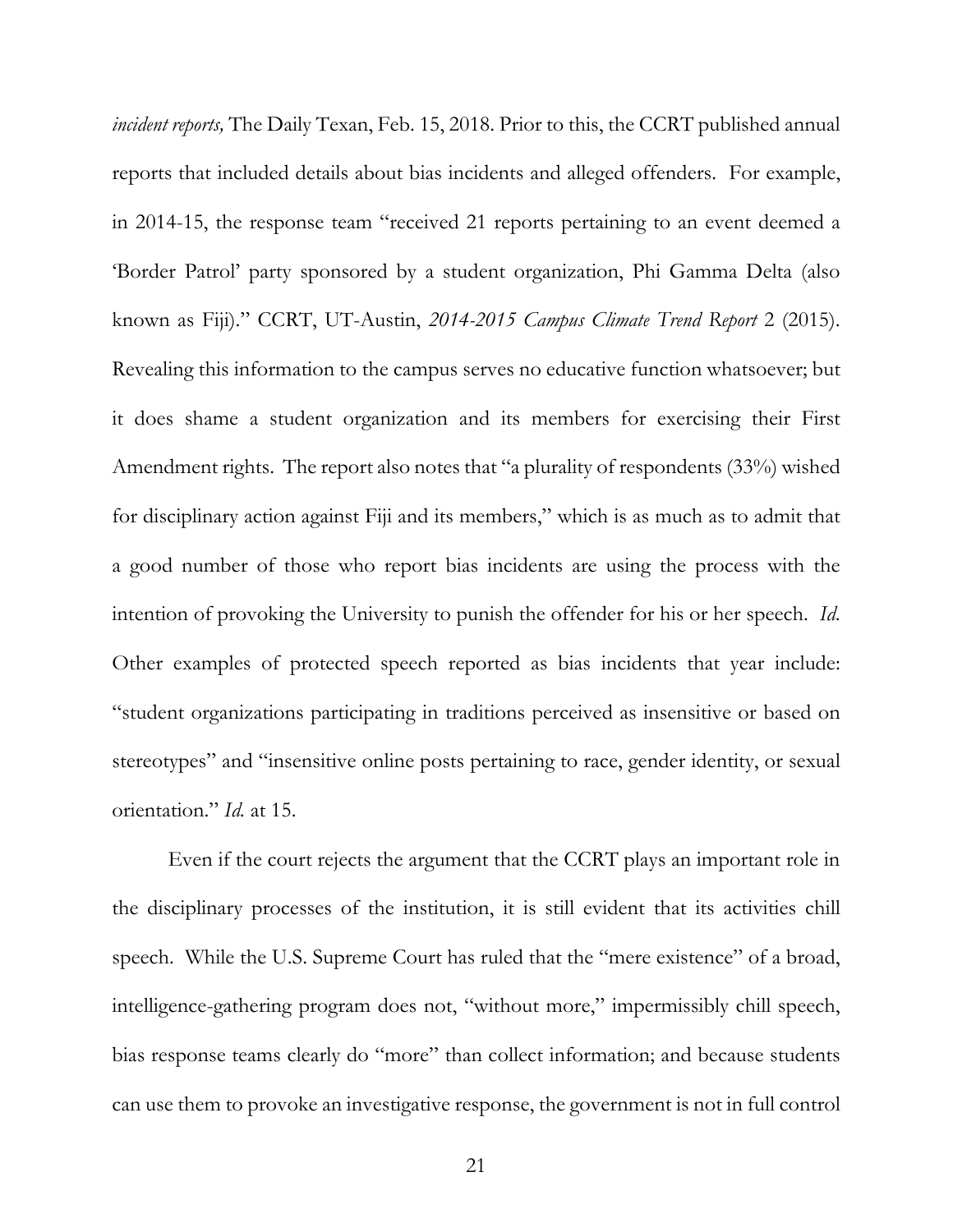*incident reports,* The Daily Texan, Feb. 15, 2018. Prior to this, the CCRT published annual reports that included details about bias incidents and alleged offenders. For example, in 2014-15, the response team "received 21 reports pertaining to an event deemed a 'Border Patrol' party sponsored by a student organization, Phi Gamma Delta (also known as Fiji)." CCRT, UT-Austin, *2014-2015 Campus Climate Trend Report* 2 (2015). Revealing this information to the campus serves no educative function whatsoever; but it does shame a student organization and its members for exercising their First Amendment rights. The report also notes that "a plurality of respondents (33%) wished for disciplinary action against Fiji and its members," which is as much as to admit that a good number of those who report bias incidents are using the process with the intention of provoking the University to punish the offender for his or her speech. *Id.* Other examples of protected speech reported as bias incidents that year include: "student organizations participating in traditions perceived as insensitive or based on stereotypes" and "insensitive online posts pertaining to race, gender identity, or sexual orientation." *Id.* at 15.

Even if the court rejects the argument that the CCRT plays an important role in the disciplinary processes of the institution, it is still evident that its activities chill speech. While the U.S. Supreme Court has ruled that the "mere existence" of a broad, intelligence-gathering program does not, "without more," impermissibly chill speech, bias response teams clearly do "more" than collect information; and because students can use them to provoke an investigative response, the government is not in full control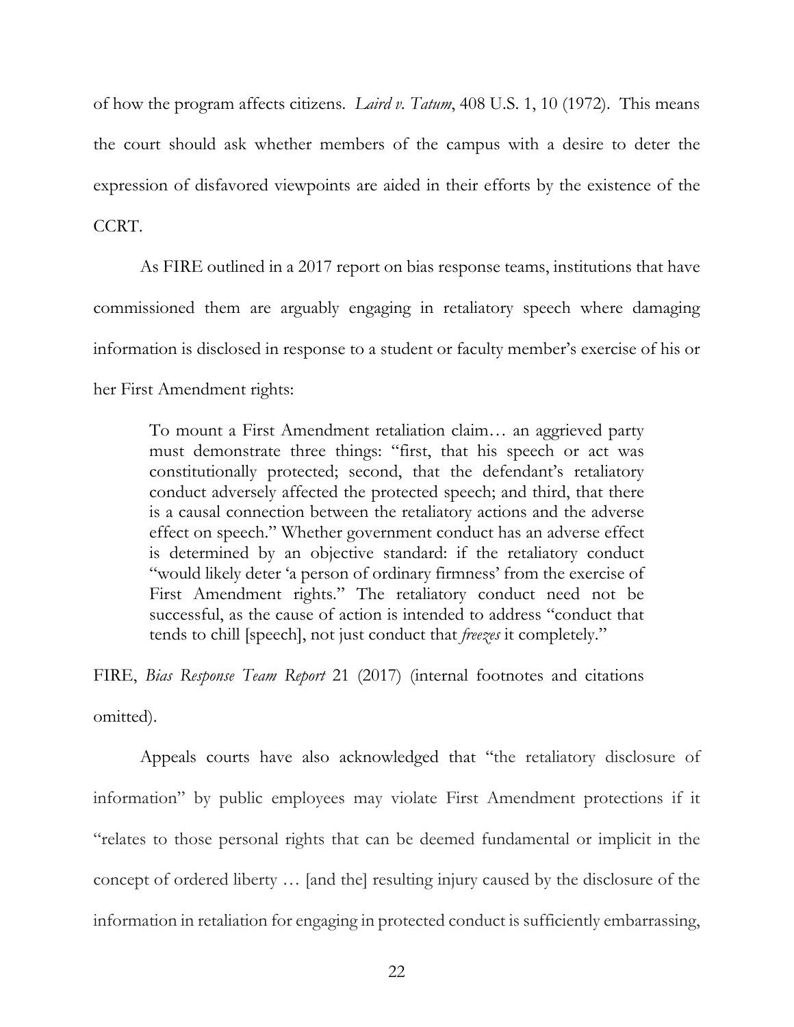of how the program affects citizens. *Laird v. Tatum*, 408 U.S. 1, 10 (1972). This means the court should ask whether members of the campus with a desire to deter the expression of disfavored viewpoints are aided in their efforts by the existence of the CCRT.

As FIRE outlined in a 2017 report on bias response teams, institutions that have commissioned them are arguably engaging in retaliatory speech where damaging information is disclosed in response to a student or faculty member's exercise of his or her First Amendment rights:

> To mount a First Amendment retaliation claim… an aggrieved party must demonstrate three things: "first, that his speech or act was constitutionally protected; second, that the defendant's retaliatory conduct adversely affected the protected speech; and third, that there is a causal connection between the retaliatory actions and the adverse effect on speech." Whether government conduct has an adverse effect is determined by an objective standard: if the retaliatory conduct "would likely deter 'a person of ordinary firmness' from the exercise of First Amendment rights." The retaliatory conduct need not be successful, as the cause of action is intended to address "conduct that tends to chill [speech], not just conduct that *freezes* it completely."

FIRE, *Bias Response Team Report* 21 (2017) (internal footnotes and citations omitted).

Appeals courts have also acknowledged that "the retaliatory disclosure of information" by public employees may violate First Amendment protections if it "relates to those personal rights that can be deemed fundamental or implicit in the concept of ordered liberty … [and the] resulting injury caused by the disclosure of the information in retaliation for engaging in protected conduct is sufficiently embarrassing,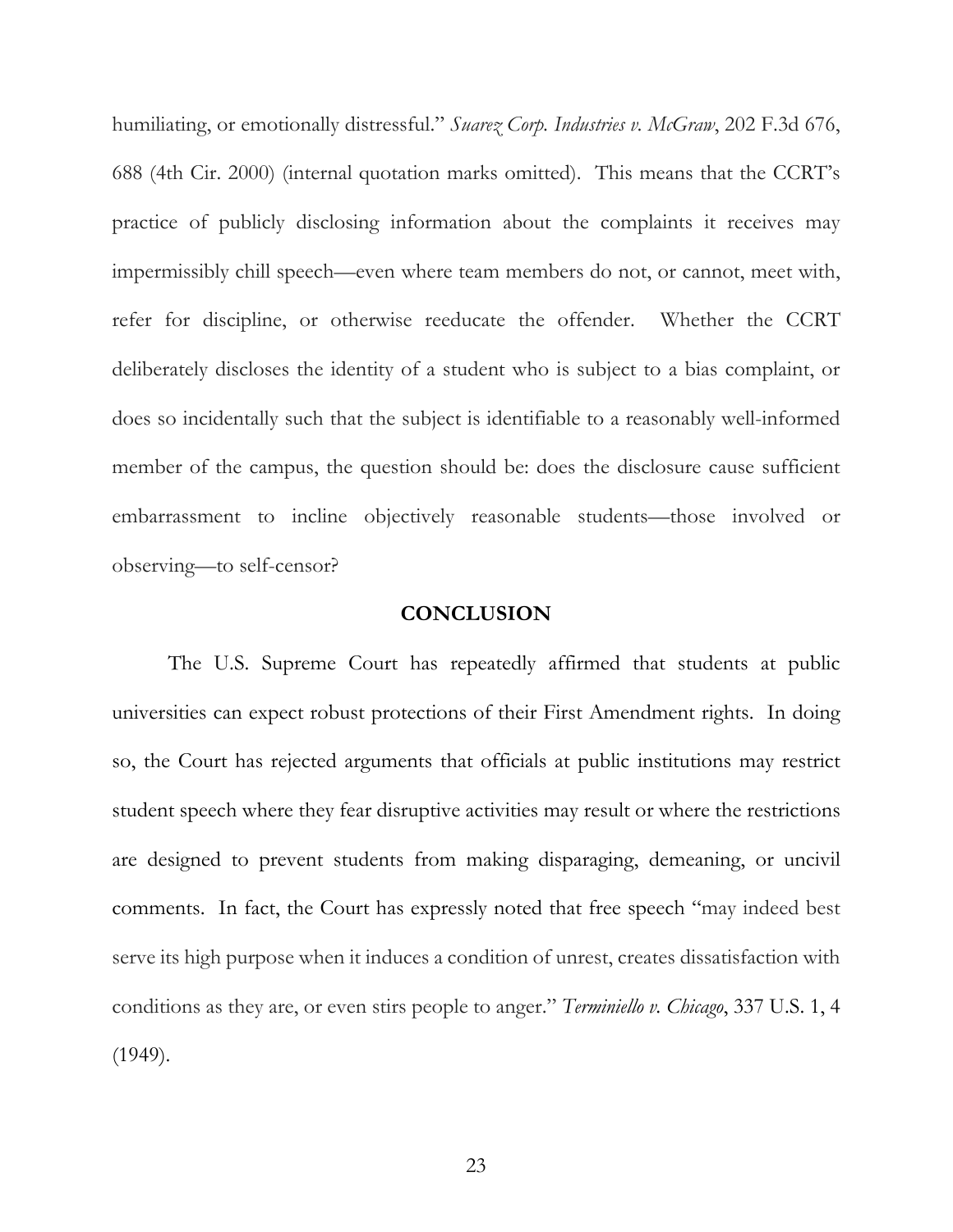humiliating, or emotionally distressful." *Suarez Corp. Industries v. McGraw*, 202 F.3d 676, 688 (4th Cir. 2000) (internal quotation marks omitted). This means that the CCRT's practice of publicly disclosing information about the complaints it receives may impermissibly chill speech—even where team members do not, or cannot, meet with, refer for discipline, or otherwise reeducate the offender. Whether the CCRT deliberately discloses the identity of a student who is subject to a bias complaint, or does so incidentally such that the subject is identifiable to a reasonably well-informed member of the campus, the question should be: does the disclosure cause sufficient embarrassment to incline objectively reasonable students—those involved or observing—to self-censor?

## CONCLUSION

The U.S. Supreme Court has repeatedly affirmed that students at public universities can expect robust protections of their First Amendment rights. In doing so, the Court has rejected arguments that officials at public institutions may restrict student speech where they fear disruptive activities may result or where the restrictions are designed to prevent students from making disparaging, demeaning, or uncivil comments. In fact, the Court has expressly noted that free speech "may indeed best serve its high purpose when it induces a condition of unrest, creates dissatisfaction with conditions as they are, or even stirs people to anger." *Terminiello v. Chicago*, 337 U.S. 1, 4 (1949).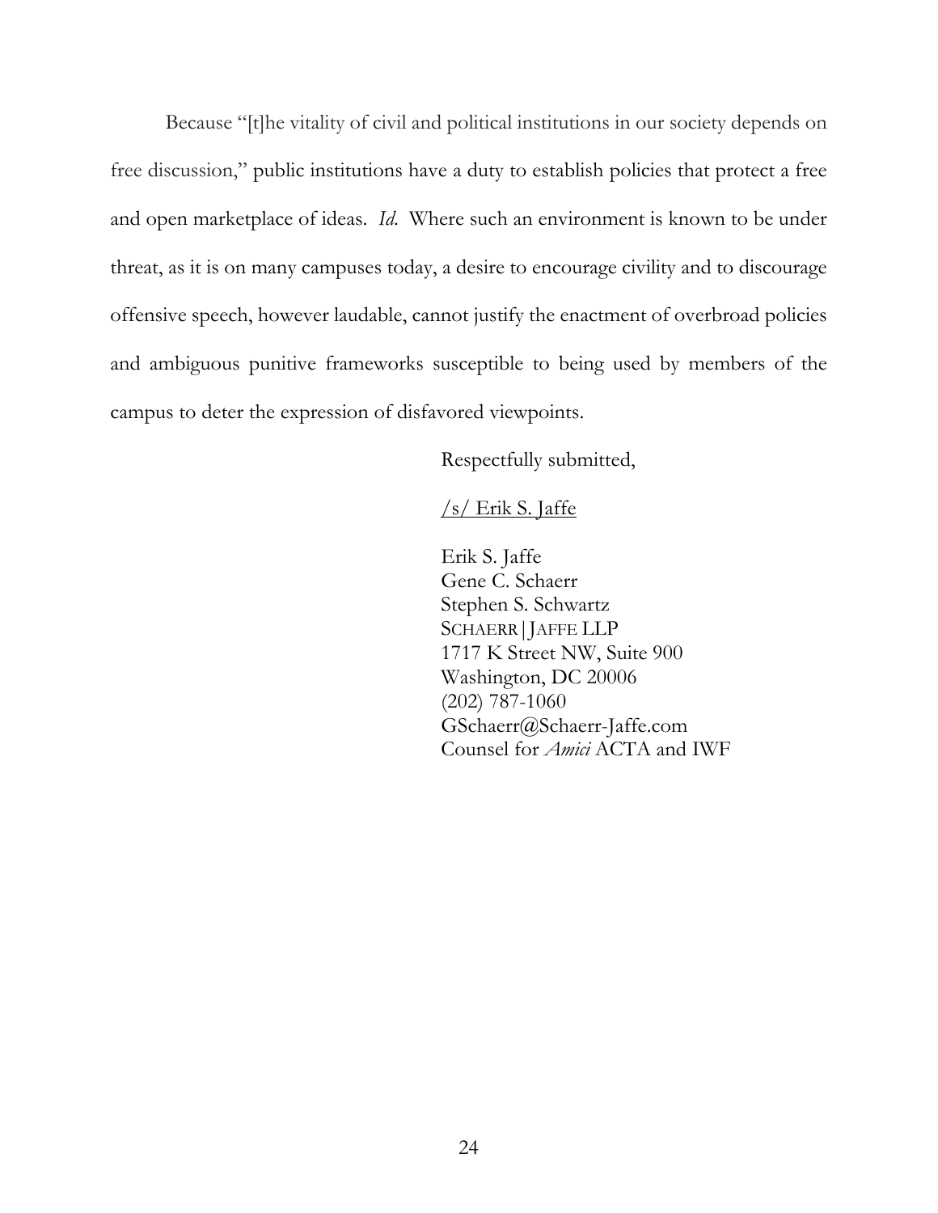Because "[t]he vitality of civil and political institutions in our society depends on free discussion," public institutions have a duty to establish policies that protect a free and open marketplace of ideas. *Id.* Where such an environment is known to be under threat, as it is on many campuses today, a desire to encourage civility and to discourage offensive speech, however laudable, cannot justify the enactment of overbroad policies and ambiguous punitive frameworks susceptible to being used by members of the campus to deter the expression of disfavored viewpoints.

Respectfully submitted,

/s/ Erik S. Jaffe

Erik S. Jaffe
Gene C. Schaerr
Stephen S. Schwartz
SCHAERR|JAFFE LLP
1717 K Street NW, Suite 900
Washington, DC 20006
(202) 787-1060
GSchaerr@Schaerr-Jaffe.com
Counsel for *Amici* ACTA and IWF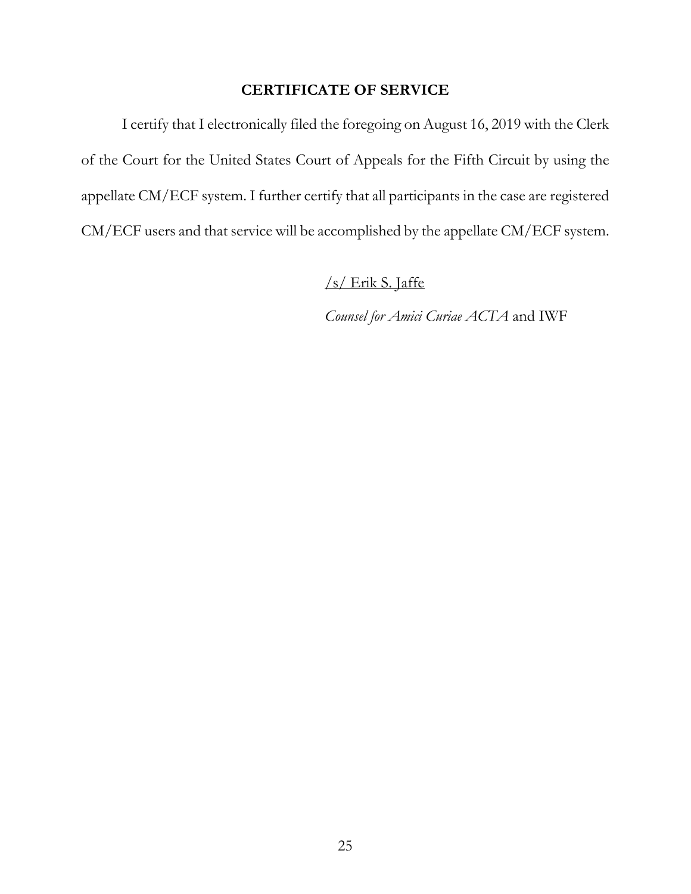## CERTIFICATE OF SERVICE

I certify that I electronically filed the foregoing on August 16, 2019 with the Clerk of the Court for the United States Court of Appeals for the Fifth Circuit by using the appellate CM/ECF system. I further certify that all participants in the case are registered CM/ECF users and that service will be accomplished by the appellate CM/ECF system.

/s/ Erik S. Jaffe

*Counsel for Amici Curiae ACTA* and IWF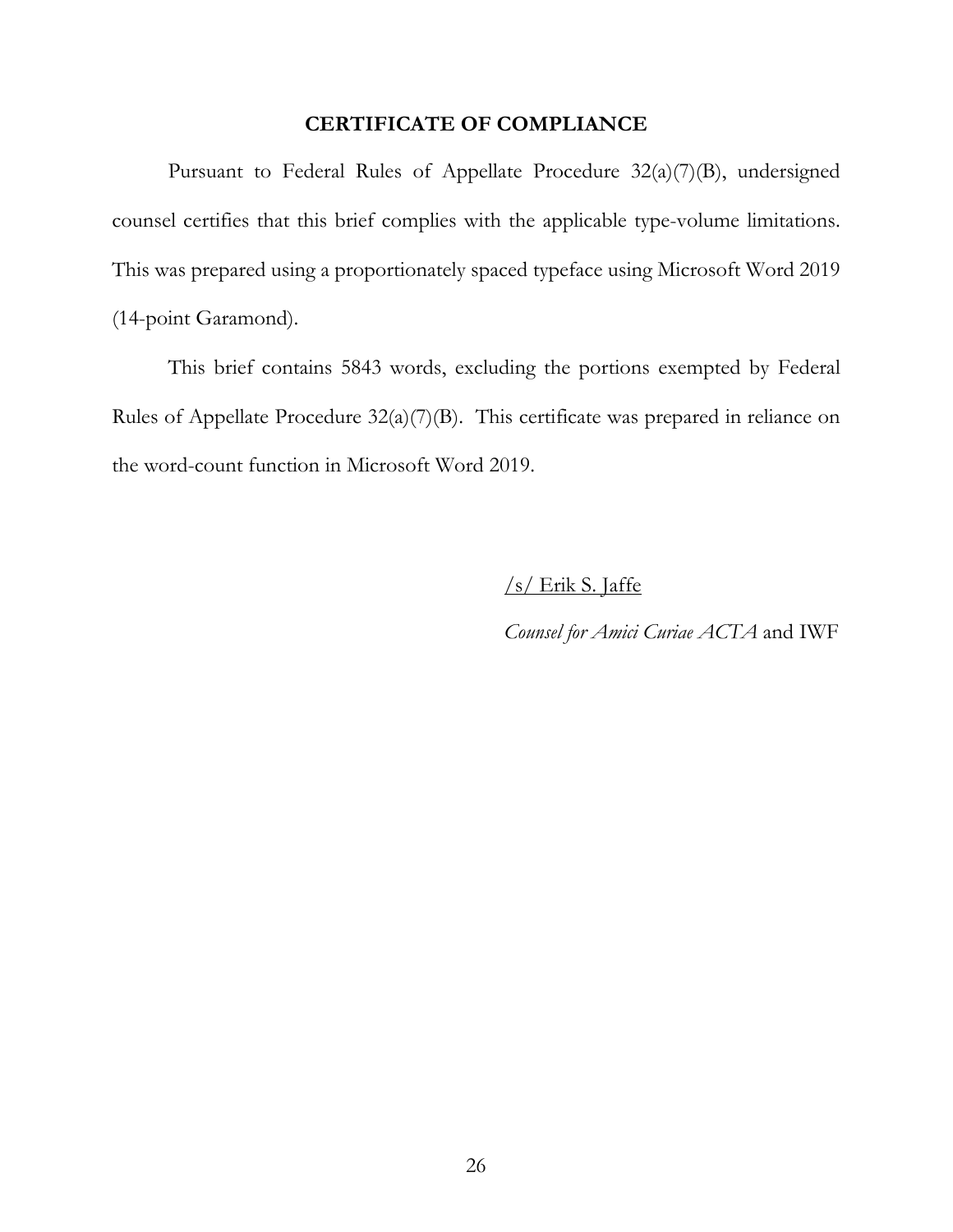## CERTIFICATE OF COMPLIANCE

Pursuant to Federal Rules of Appellate Procedure 32(a)(7)(B), undersigned counsel certifies that this brief complies with the applicable type-volume limitations. This was prepared using a proportionately spaced typeface using Microsoft Word 2019 (14-point Garamond).

This brief contains 5843 words, excluding the portions exempted by Federal Rules of Appellate Procedure 32(a)(7)(B). This certificate was prepared in reliance on the word-count function in Microsoft Word 2019.

/s/ Erik S. Jaffe

*Counsel for Amici Curiae ACTA* and IWF